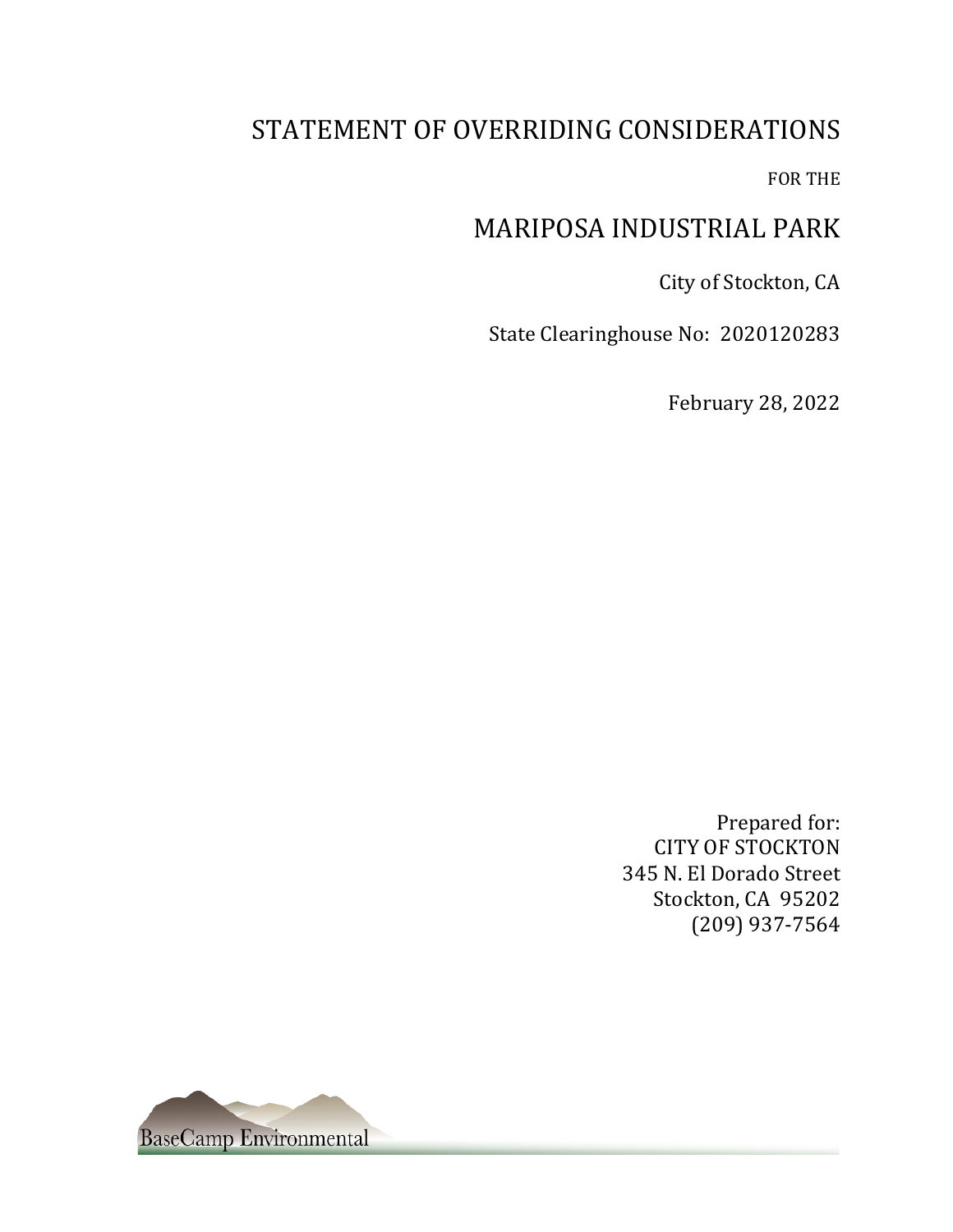# STATEMENT OF OVERRIDING CONSIDERATIONS

FOR THE

# MARIPOSA INDUSTRIAL PARK

City of Stockton, CA

State Clearinghouse No: 2020120283

February 28, 2022

Prepared for:
CITY OF STOCKTON
345 N. El Dorado Street
Stockton, CA 95202
(209) 937-7564

BaseCamp Environmental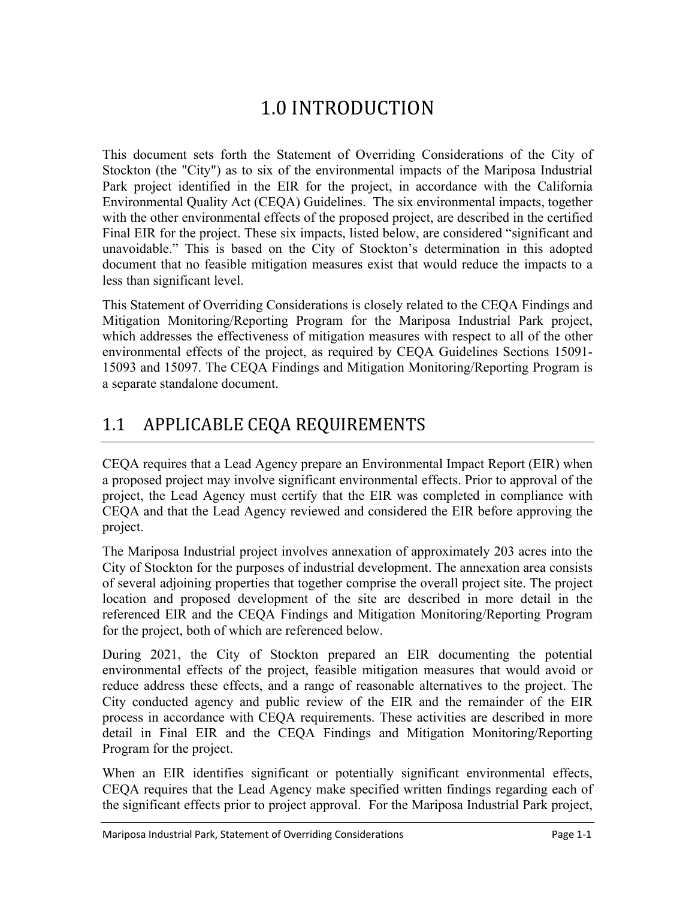# 1.0 INTRODUCTION

This document sets forth the Statement of Overriding Considerations of the City of Stockton (the "City") as to six of the environmental impacts of the Mariposa Industrial Park project identified in the EIR for the project, in accordance with the California Environmental Quality Act (CEQA) Guidelines. The six environmental impacts, together with the other environmental effects of the proposed project, are described in the certified Final EIR for the project. These six impacts, listed below, are considered "significant and unavoidable." This is based on the City of Stockton's determination in this adopted document that no feasible mitigation measures exist that would reduce the impacts to a less than significant level.

This Statement of Overriding Considerations is closely related to the CEQA Findings and Mitigation Monitoring/Reporting Program for the Mariposa Industrial Park project, which addresses the effectiveness of mitigation measures with respect to all of the other environmental effects of the project, as required by CEQA Guidelines Sections 15091-15093 and 15097. The CEQA Findings and Mitigation Monitoring/Reporting Program is a separate standalone document.

## 1.1 APPLICABLE CEQA REQUIREMENTS

CEQA requires that a Lead Agency prepare an Environmental Impact Report (EIR) when a proposed project may involve significant environmental effects. Prior to approval of the project, the Lead Agency must certify that the EIR was completed in compliance with CEQA and that the Lead Agency reviewed and considered the EIR before approving the project.

The Mariposa Industrial project involves annexation of approximately 203 acres into the City of Stockton for the purposes of industrial development. The annexation area consists of several adjoining properties that together comprise the overall project site. The project location and proposed development of the site are described in more detail in the referenced EIR and the CEQA Findings and Mitigation Monitoring/Reporting Program for the project, both of which are referenced below.

During 2021, the City of Stockton prepared an EIR documenting the potential environmental effects of the project, feasible mitigation measures that would avoid or reduce address these effects, and a range of reasonable alternatives to the project. The City conducted agency and public review of the EIR and the remainder of the EIR process in accordance with CEQA requirements. These activities are described in more detail in Final EIR and the CEQA Findings and Mitigation Monitoring/Reporting Program for the project.

When an EIR identifies significant or potentially significant environmental effects, CEQA requires that the Lead Agency make specified written findings regarding each of the significant effects prior to project approval. For the Mariposa Industrial Park project,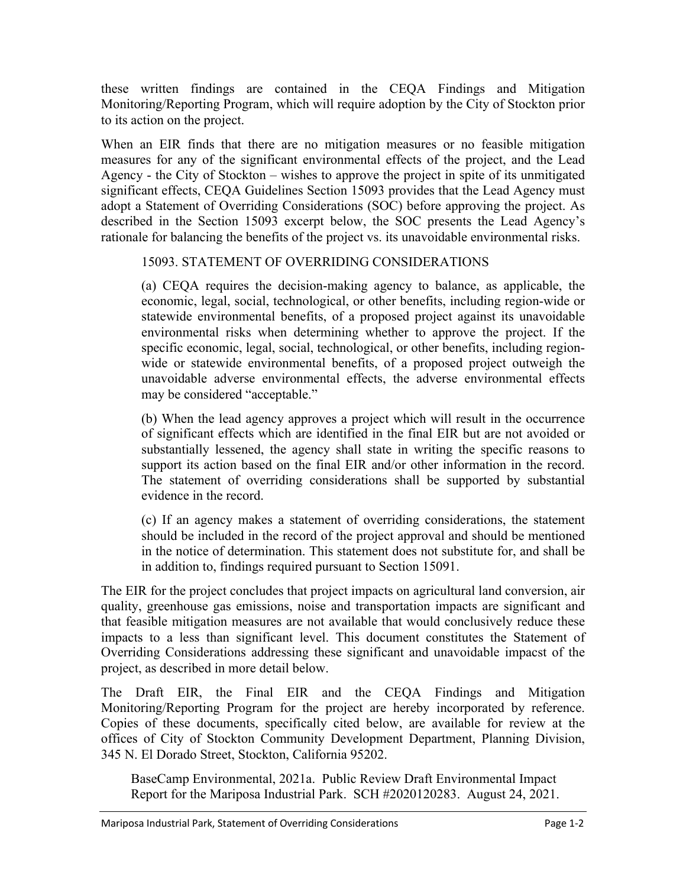these written findings are contained in the CEQA Findings and Mitigation Monitoring/Reporting Program, which will require adoption by the City of Stockton prior to its action on the project.

When an EIR finds that there are no mitigation measures or no feasible mitigation measures for any of the significant environmental effects of the project, and the Lead Agency - the City of Stockton – wishes to approve the project in spite of its unmitigated significant effects, CEQA Guidelines Section 15093 provides that the Lead Agency must adopt a Statement of Overriding Considerations (SOC) before approving the project. As described in the Section 15093 excerpt below, the SOC presents the Lead Agency's rationale for balancing the benefits of the project vs. its unavoidable environmental risks.

> 15093. STATEMENT OF OVERRIDING CONSIDERATIONS
>
> (a) CEQA requires the decision-making agency to balance, as applicable, the economic, legal, social, technological, or other benefits, including region-wide or statewide environmental benefits, of a proposed project against its unavoidable environmental risks when determining whether to approve the project. If the specific economic, legal, social, technological, or other benefits, including region-wide or statewide environmental benefits, of a proposed project outweigh the unavoidable adverse environmental effects, the adverse environmental effects may be considered "acceptable."
>
> (b) When the lead agency approves a project which will result in the occurrence of significant effects which are identified in the final EIR but are not avoided or substantially lessened, the agency shall state in writing the specific reasons to support its action based on the final EIR and/or other information in the record. The statement of overriding considerations shall be supported by substantial evidence in the record.
>
> (c) If an agency makes a statement of overriding considerations, the statement should be included in the record of the project approval and should be mentioned in the notice of determination. This statement does not substitute for, and shall be in addition to, findings required pursuant to Section 15091.

The EIR for the project concludes that project impacts on agricultural land conversion, air quality, greenhouse gas emissions, noise and transportation impacts are significant and that feasible mitigation measures are not available that would conclusively reduce these impacts to a less than significant level. This document constitutes the Statement of Overriding Considerations addressing these significant and unavoidable impacst of the project, as described in more detail below.

The Draft EIR, the Final EIR and the CEQA Findings and Mitigation Monitoring/Reporting Program for the project are hereby incorporated by reference. Copies of these documents, specifically cited below, are available for review at the offices of City of Stockton Community Development Department, Planning Division, 345 N. El Dorado Street, Stockton, California 95202.

BaseCamp Environmental, 2021a. Public Review Draft Environmental Impact Report for the Mariposa Industrial Park. SCH #2020120283. August 24, 2021.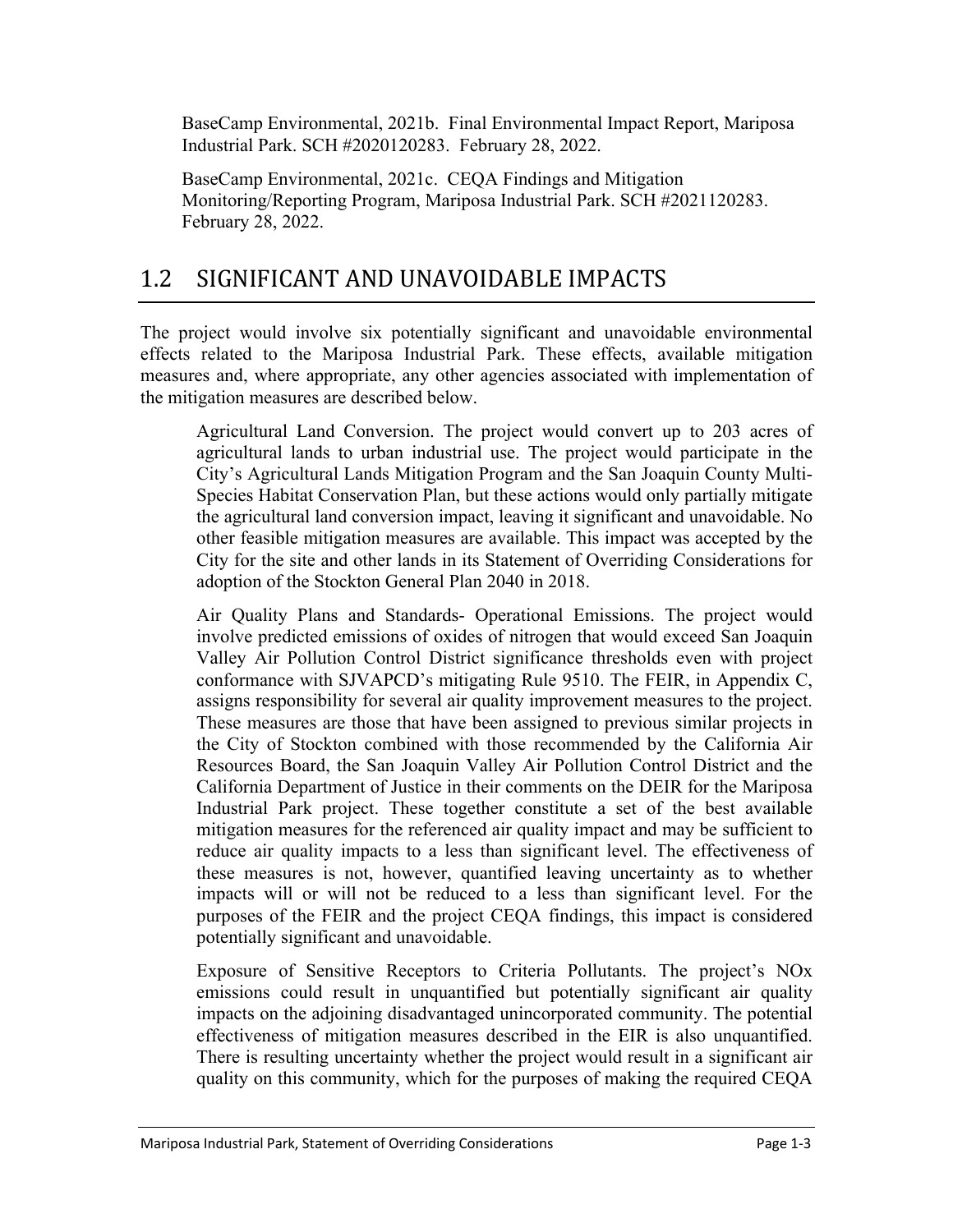BaseCamp Environmental, 2021b. Final Environmental Impact Report, Mariposa Industrial Park. SCH #2020120283. February 28, 2022.

BaseCamp Environmental, 2021c. CEQA Findings and Mitigation Monitoring/Reporting Program, Mariposa Industrial Park. SCH #2021120283. February 28, 2022.

## 1.2 SIGNIFICANT AND UNAVOIDABLE IMPACTS

The project would involve six potentially significant and unavoidable environmental effects related to the Mariposa Industrial Park. These effects, available mitigation measures and, where appropriate, any other agencies associated with implementation of the mitigation measures are described below.

Agricultural Land Conversion. The project would convert up to 203 acres of agricultural lands to urban industrial use. The project would participate in the City's Agricultural Lands Mitigation Program and the San Joaquin County Multi-Species Habitat Conservation Plan, but these actions would only partially mitigate the agricultural land conversion impact, leaving it significant and unavoidable. No other feasible mitigation measures are available. This impact was accepted by the City for the site and other lands in its Statement of Overriding Considerations for adoption of the Stockton General Plan 2040 in 2018.

Air Quality Plans and Standards- Operational Emissions. The project would involve predicted emissions of oxides of nitrogen that would exceed San Joaquin Valley Air Pollution Control District significance thresholds even with project conformance with SJVAPCD's mitigating Rule 9510. The FEIR, in Appendix C, assigns responsibility for several air quality improvement measures to the project. These measures are those that have been assigned to previous similar projects in the City of Stockton combined with those recommended by the California Air Resources Board, the San Joaquin Valley Air Pollution Control District and the California Department of Justice in their comments on the DEIR for the Mariposa Industrial Park project. These together constitute a set of the best available mitigation measures for the referenced air quality impact and may be sufficient to reduce air quality impacts to a less than significant level. The effectiveness of these measures is not, however, quantified leaving uncertainty as to whether impacts will or will not be reduced to a less than significant level. For the purposes of the FEIR and the project CEQA findings, this impact is considered potentially significant and unavoidable.

Exposure of Sensitive Receptors to Criteria Pollutants. The project's NOx emissions could result in unquantified but potentially significant air quality impacts on the adjoining disadvantaged unincorporated community. The potential effectiveness of mitigation measures described in the EIR is also unquantified. There is resulting uncertainty whether the project would result in a significant air quality on this community, which for the purposes of making the required CEQA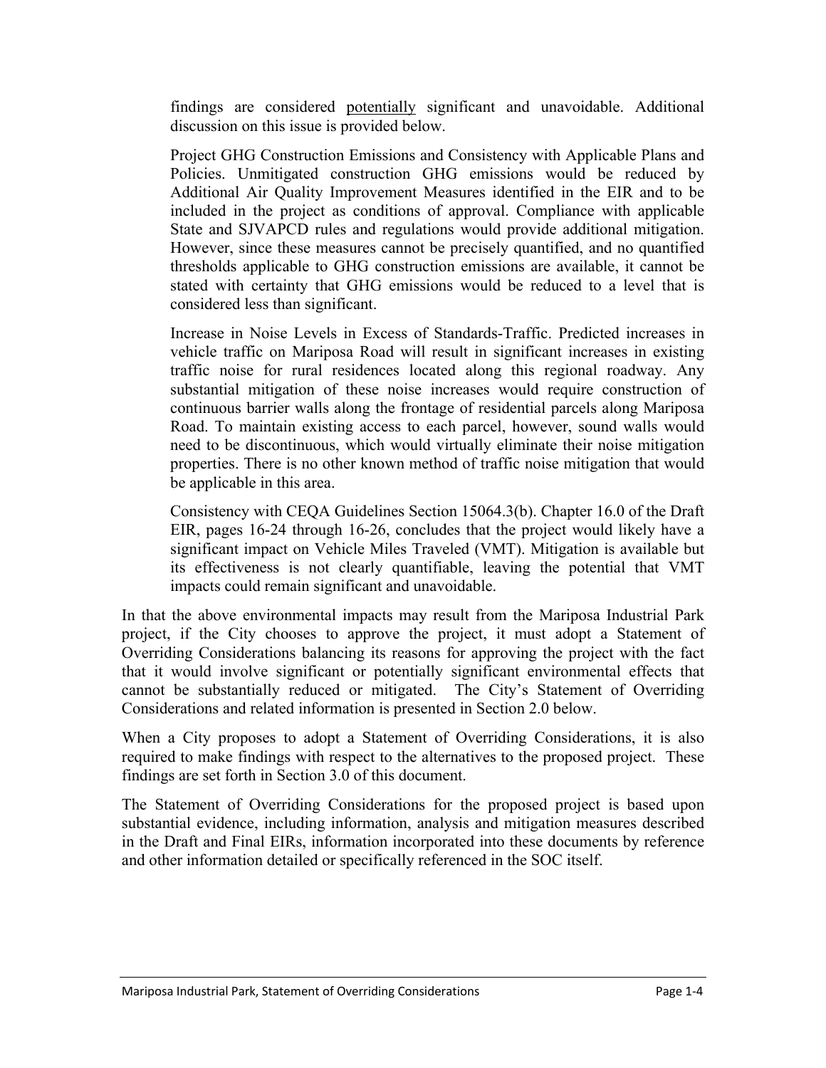findings are considered <u>potentially</u> significant and unavoidable. Additional discussion on this issue is provided below.

Project GHG Construction Emissions and Consistency with Applicable Plans and Policies. Unmitigated construction GHG emissions would be reduced by Additional Air Quality Improvement Measures identified in the EIR and to be included in the project as conditions of approval. Compliance with applicable State and SJVAPCD rules and regulations would provide additional mitigation. However, since these measures cannot be precisely quantified, and no quantified thresholds applicable to GHG construction emissions are available, it cannot be stated with certainty that GHG emissions would be reduced to a level that is considered less than significant.

Increase in Noise Levels in Excess of Standards-Traffic. Predicted increases in vehicle traffic on Mariposa Road will result in significant increases in existing traffic noise for rural residences located along this regional roadway. Any substantial mitigation of these noise increases would require construction of continuous barrier walls along the frontage of residential parcels along Mariposa Road. To maintain existing access to each parcel, however, sound walls would need to be discontinuous, which would virtually eliminate their noise mitigation properties. There is no other known method of traffic noise mitigation that would be applicable in this area.

Consistency with CEQA Guidelines Section 15064.3(b). Chapter 16.0 of the Draft EIR, pages 16-24 through 16-26, concludes that the project would likely have a significant impact on Vehicle Miles Traveled (VMT). Mitigation is available but its effectiveness is not clearly quantifiable, leaving the potential that VMT impacts could remain significant and unavoidable.

In that the above environmental impacts may result from the Mariposa Industrial Park project, if the City chooses to approve the project, it must adopt a Statement of Overriding Considerations balancing its reasons for approving the project with the fact that it would involve significant or potentially significant environmental effects that cannot be substantially reduced or mitigated. The City's Statement of Overriding Considerations and related information is presented in Section 2.0 below.

When a City proposes to adopt a Statement of Overriding Considerations, it is also required to make findings with respect to the alternatives to the proposed project. These findings are set forth in Section 3.0 of this document.

The Statement of Overriding Considerations for the proposed project is based upon substantial evidence, including information, analysis and mitigation measures described in the Draft and Final EIRs, information incorporated into these documents by reference and other information detailed or specifically referenced in the SOC itself.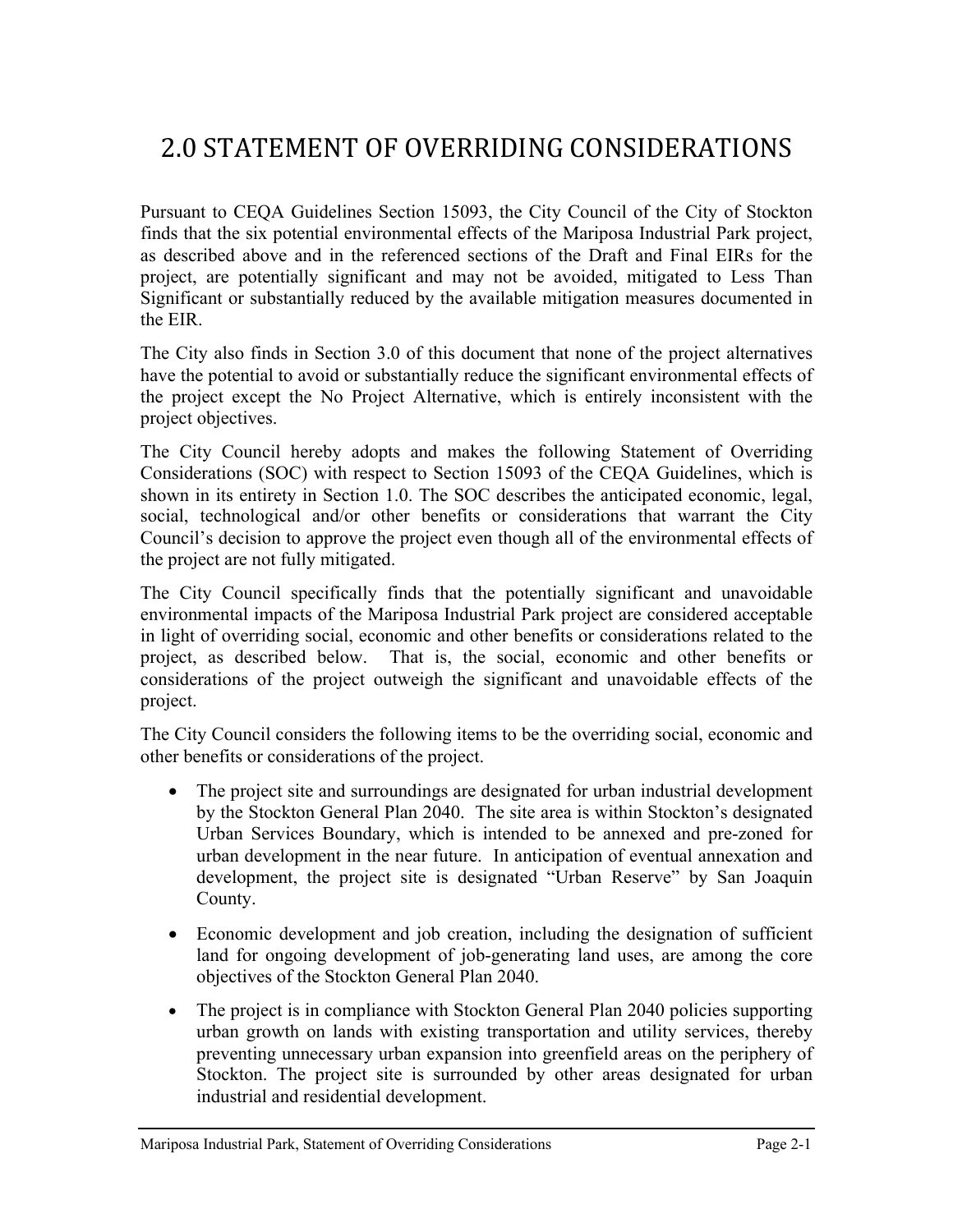# 2.0 STATEMENT OF OVERRIDING CONSIDERATIONS

Pursuant to CEQA Guidelines Section 15093, the City Council of the City of Stockton finds that the six potential environmental effects of the Mariposa Industrial Park project, as described above and in the referenced sections of the Draft and Final EIRs for the project, are potentially significant and may not be avoided, mitigated to Less Than Significant or substantially reduced by the available mitigation measures documented in the EIR.

The City also finds in Section 3.0 of this document that none of the project alternatives have the potential to avoid or substantially reduce the significant environmental effects of the project except the No Project Alternative, which is entirely inconsistent with the project objectives.

The City Council hereby adopts and makes the following Statement of Overriding Considerations (SOC) with respect to Section 15093 of the CEQA Guidelines, which is shown in its entirety in Section 1.0. The SOC describes the anticipated economic, legal, social, technological and/or other benefits or considerations that warrant the City Council's decision to approve the project even though all of the environmental effects of the project are not fully mitigated.

The City Council specifically finds that the potentially significant and unavoidable environmental impacts of the Mariposa Industrial Park project are considered acceptable in light of overriding social, economic and other benefits or considerations related to the project, as described below. That is, the social, economic and other benefits or considerations of the project outweigh the significant and unavoidable effects of the project.

The City Council considers the following items to be the overriding social, economic and other benefits or considerations of the project.

- The project site and surroundings are designated for urban industrial development by the Stockton General Plan 2040. The site area is within Stockton's designated Urban Services Boundary, which is intended to be annexed and pre-zoned for urban development in the near future. In anticipation of eventual annexation and development, the project site is designated "Urban Reserve" by San Joaquin County.
- Economic development and job creation, including the designation of sufficient land for ongoing development of job-generating land uses, are among the core objectives of the Stockton General Plan 2040.
- The project is in compliance with Stockton General Plan 2040 policies supporting urban growth on lands with existing transportation and utility services, thereby preventing unnecessary urban expansion into greenfield areas on the periphery of Stockton. The project site is surrounded by other areas designated for urban industrial and residential development.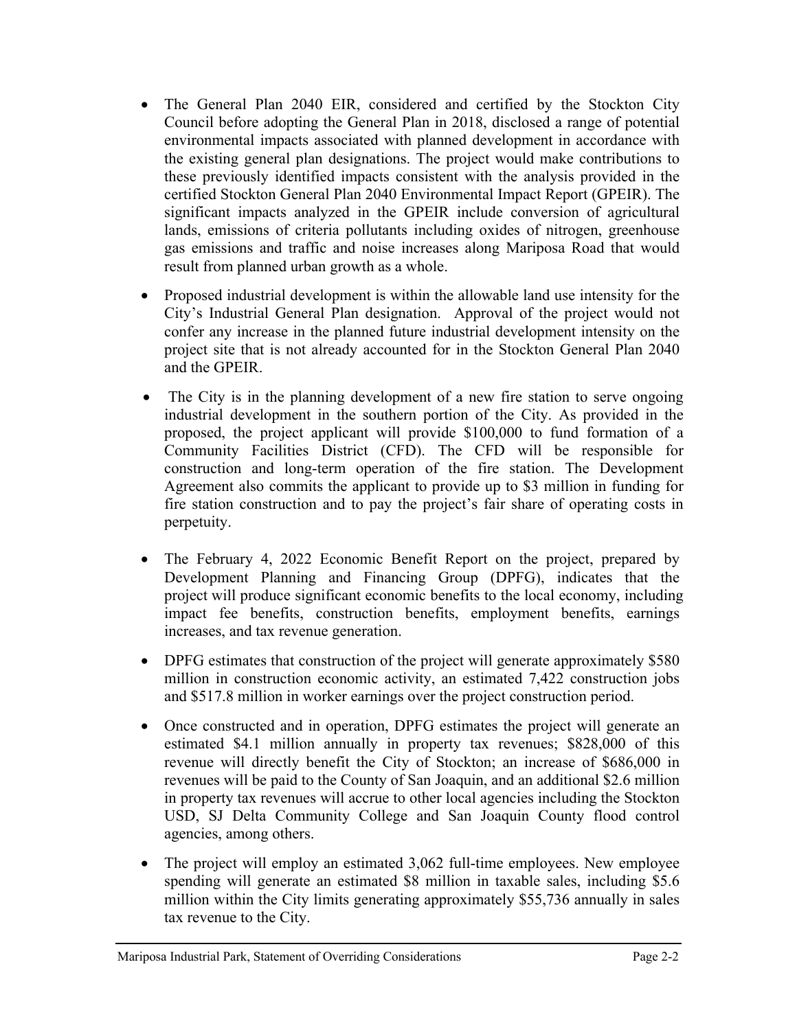- The General Plan 2040 EIR, considered and certified by the Stockton City Council before adopting the General Plan in 2018, disclosed a range of potential environmental impacts associated with planned development in accordance with the existing general plan designations. The project would make contributions to these previously identified impacts consistent with the analysis provided in the certified Stockton General Plan 2040 Environmental Impact Report (GPEIR). The significant impacts analyzed in the GPEIR include conversion of agricultural lands, emissions of criteria pollutants including oxides of nitrogen, greenhouse gas emissions and traffic and noise increases along Mariposa Road that would result from planned urban growth as a whole.

- Proposed industrial development is within the allowable land use intensity for the City's Industrial General Plan designation. Approval of the project would not confer any increase in the planned future industrial development intensity on the project site that is not already accounted for in the Stockton General Plan 2040 and the GPEIR.

- The City is in the planning development of a new fire station to serve ongoing industrial development in the southern portion of the City. As provided in the proposed, the project applicant will provide $100,000 to fund formation of a Community Facilities District (CFD). The CFD will be responsible for construction and long-term operation of the fire station. The Development Agreement also commits the applicant to provide up to $3 million in funding for fire station construction and to pay the project's fair share of operating costs in perpetuity.

- The February 4, 2022 Economic Benefit Report on the project, prepared by Development Planning and Financing Group (DPFG), indicates that the project will produce significant economic benefits to the local economy, including impact fee benefits, construction benefits, employment benefits, earnings increases, and tax revenue generation.

- DPFG estimates that construction of the project will generate approximately $580 million in construction economic activity, an estimated 7,422 construction jobs and $517.8 million in worker earnings over the project construction period.

- Once constructed and in operation, DPFG estimates the project will generate an estimated $4.1 million annually in property tax revenues; $828,000 of this revenue will directly benefit the City of Stockton; an increase of $686,000 in revenues will be paid to the County of San Joaquin, and an additional $2.6 million in property tax revenues will accrue to other local agencies including the Stockton USD, SJ Delta Community College and San Joaquin County flood control agencies, among others.

- The project will employ an estimated 3,062 full-time employees. New employee spending will generate an estimated $8 million in taxable sales, including $5.6 million within the City limits generating approximately $55,736 annually in sales tax revenue to the City.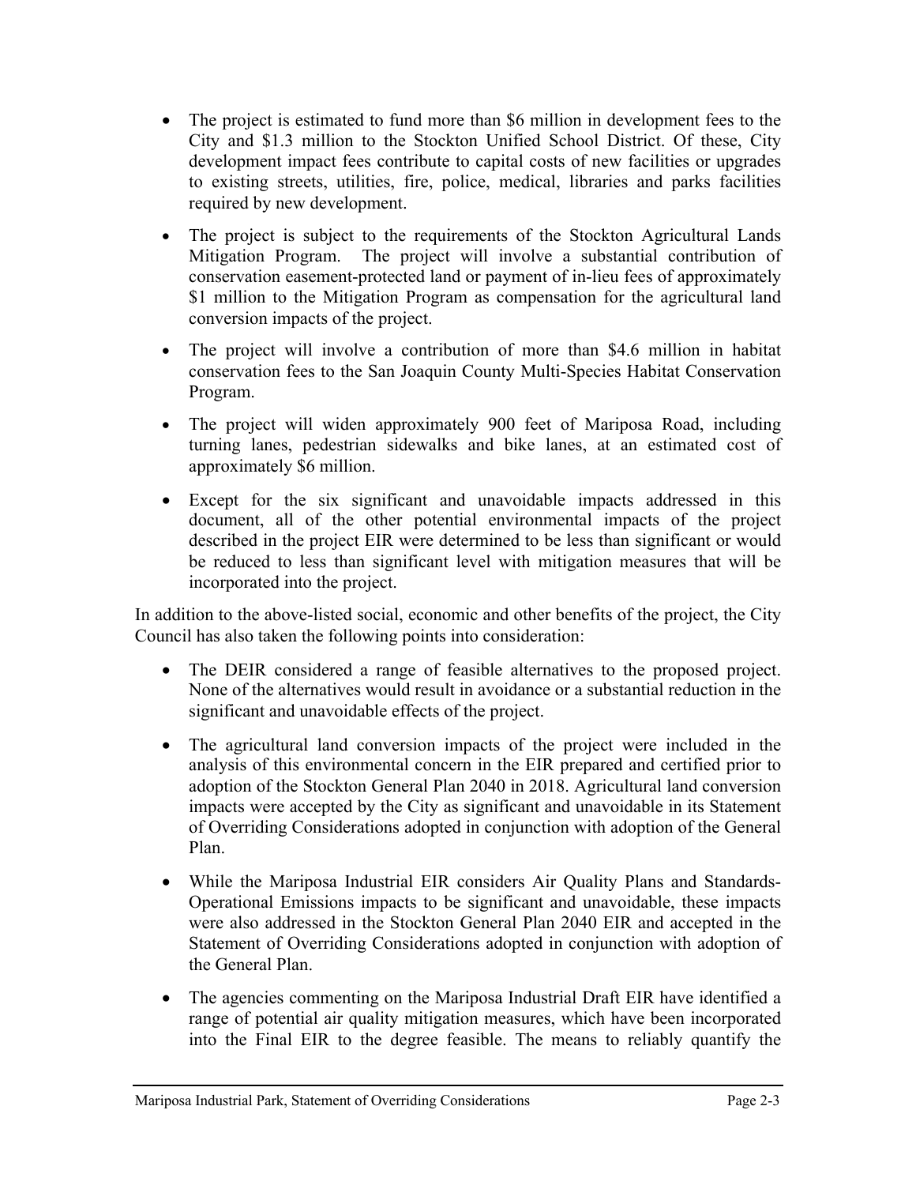- The project is estimated to fund more than $6 million in development fees to the City and $1.3 million to the Stockton Unified School District. Of these, City development impact fees contribute to capital costs of new facilities or upgrades to existing streets, utilities, fire, police, medical, libraries and parks facilities required by new development.
- The project is subject to the requirements of the Stockton Agricultural Lands Mitigation Program. The project will involve a substantial contribution of conservation easement-protected land or payment of in-lieu fees of approximately $1 million to the Mitigation Program as compensation for the agricultural land conversion impacts of the project.
- The project will involve a contribution of more than $4.6 million in habitat conservation fees to the San Joaquin County Multi-Species Habitat Conservation Program.
- The project will widen approximately 900 feet of Mariposa Road, including turning lanes, pedestrian sidewalks and bike lanes, at an estimated cost of approximately $6 million.
- Except for the six significant and unavoidable impacts addressed in this document, all of the other potential environmental impacts of the project described in the project EIR were determined to be less than significant or would be reduced to less than significant level with mitigation measures that will be incorporated into the project.

In addition to the above-listed social, economic and other benefits of the project, the City Council has also taken the following points into consideration:

- The DEIR considered a range of feasible alternatives to the proposed project. None of the alternatives would result in avoidance or a substantial reduction in the significant and unavoidable effects of the project.
- The agricultural land conversion impacts of the project were included in the analysis of this environmental concern in the EIR prepared and certified prior to adoption of the Stockton General Plan 2040 in 2018. Agricultural land conversion impacts were accepted by the City as significant and unavoidable in its Statement of Overriding Considerations adopted in conjunction with adoption of the General Plan.
- While the Mariposa Industrial EIR considers Air Quality Plans and Standards-Operational Emissions impacts to be significant and unavoidable, these impacts were also addressed in the Stockton General Plan 2040 EIR and accepted in the Statement of Overriding Considerations adopted in conjunction with adoption of the General Plan.
- The agencies commenting on the Mariposa Industrial Draft EIR have identified a range of potential air quality mitigation measures, which have been incorporated into the Final EIR to the degree feasible. The means to reliably quantify the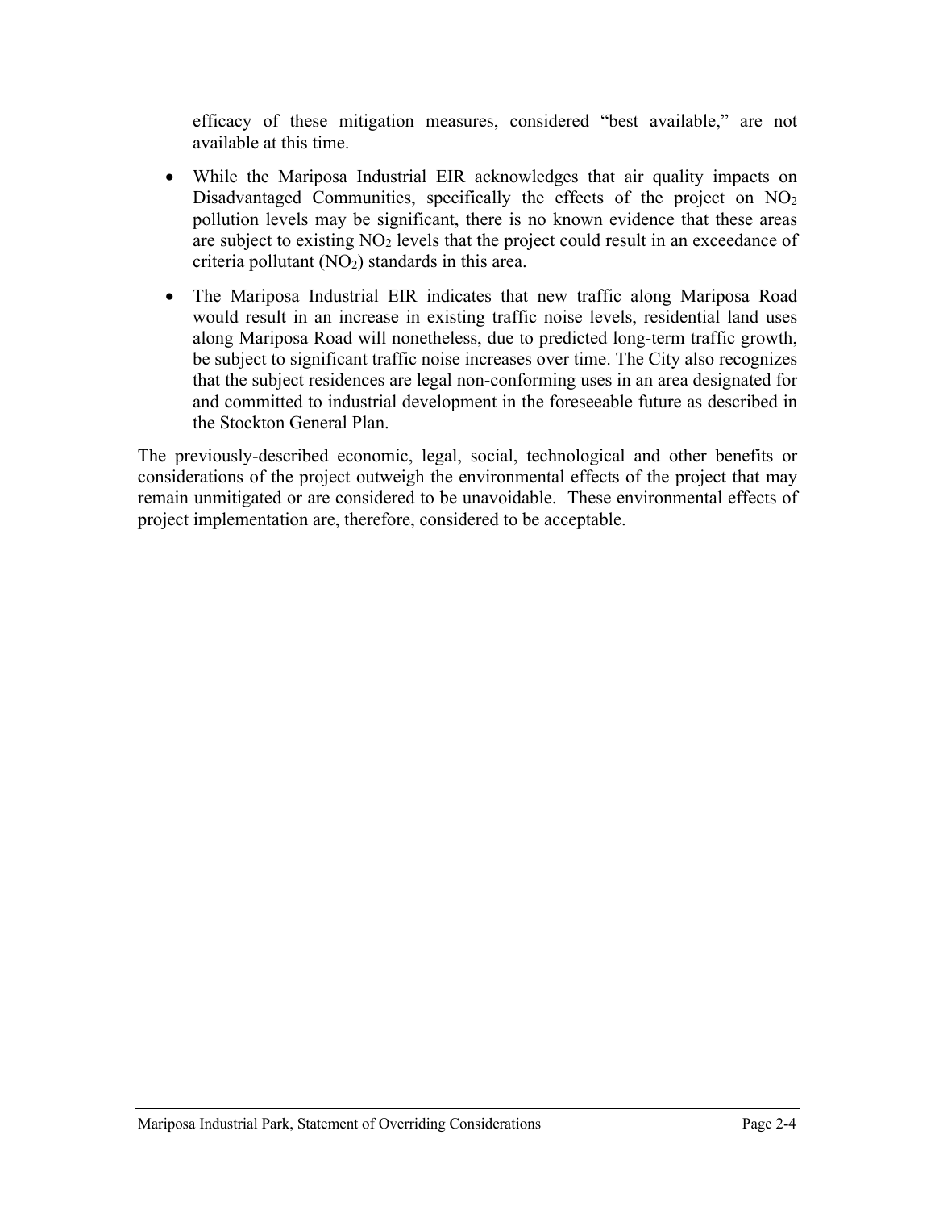efficacy of these mitigation measures, considered "best available," are not available at this time.

- While the Mariposa Industrial EIR acknowledges that air quality impacts on Disadvantaged Communities, specifically the effects of the project on $NO_2$ pollution levels may be significant, there is no known evidence that these areas are subject to existing $NO_2$ levels that the project could result in an exceedance of criteria pollutant ($NO_2$) standards in this area.
- The Mariposa Industrial EIR indicates that new traffic along Mariposa Road would result in an increase in existing traffic noise levels, residential land uses along Mariposa Road will nonetheless, due to predicted long-term traffic growth, be subject to significant traffic noise increases over time. The City also recognizes that the subject residences are legal non-conforming uses in an area designated for and committed to industrial development in the foreseeable future as described in the Stockton General Plan.

The previously-described economic, legal, social, technological and other benefits or considerations of the project outweigh the environmental effects of the project that may remain unmitigated or are considered to be unavoidable. These environmental effects of project implementation are, therefore, considered to be acceptable.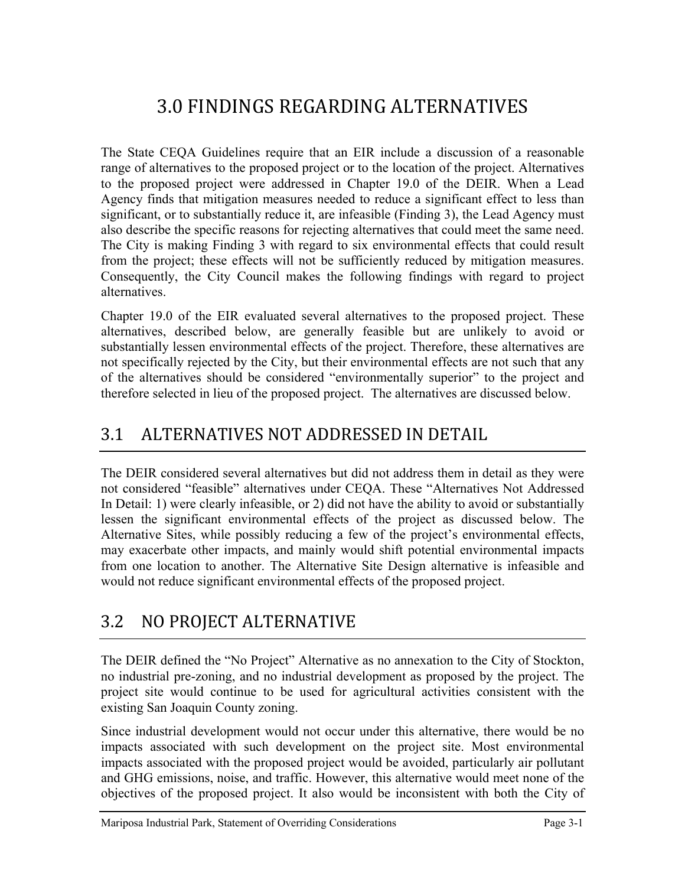# 3.0 FINDINGS REGARDING ALTERNATIVES

The State CEQA Guidelines require that an EIR include a discussion of a reasonable range of alternatives to the proposed project or to the location of the project. Alternatives to the proposed project were addressed in Chapter 19.0 of the DEIR. When a Lead Agency finds that mitigation measures needed to reduce a significant effect to less than significant, or to substantially reduce it, are infeasible (Finding 3), the Lead Agency must also describe the specific reasons for rejecting alternatives that could meet the same need. The City is making Finding 3 with regard to six environmental effects that could result from the project; these effects will not be sufficiently reduced by mitigation measures. Consequently, the City Council makes the following findings with regard to project alternatives.

Chapter 19.0 of the EIR evaluated several alternatives to the proposed project. These alternatives, described below, are generally feasible but are unlikely to avoid or substantially lessen environmental effects of the project. Therefore, these alternatives are not specifically rejected by the City, but their environmental effects are not such that any of the alternatives should be considered "environmentally superior" to the project and therefore selected in lieu of the proposed project. The alternatives are discussed below.

## 3.1 ALTERNATIVES NOT ADDRESSED IN DETAIL

The DEIR considered several alternatives but did not address them in detail as they were not considered "feasible" alternatives under CEQA. These "Alternatives Not Addressed In Detail: 1) were clearly infeasible, or 2) did not have the ability to avoid or substantially lessen the significant environmental effects of the project as discussed below. The Alternative Sites, while possibly reducing a few of the project's environmental effects, may exacerbate other impacts, and mainly would shift potential environmental impacts from one location to another. The Alternative Site Design alternative is infeasible and would not reduce significant environmental effects of the proposed project.

## 3.2 NO PROJECT ALTERNATIVE

The DEIR defined the "No Project" Alternative as no annexation to the City of Stockton, no industrial pre-zoning, and no industrial development as proposed by the project. The project site would continue to be used for agricultural activities consistent with the existing San Joaquin County zoning.

Since industrial development would not occur under this alternative, there would be no impacts associated with such development on the project site. Most environmental impacts associated with the proposed project would be avoided, particularly air pollutant and GHG emissions, noise, and traffic. However, this alternative would meet none of the objectives of the proposed project. It also would be inconsistent with both the City of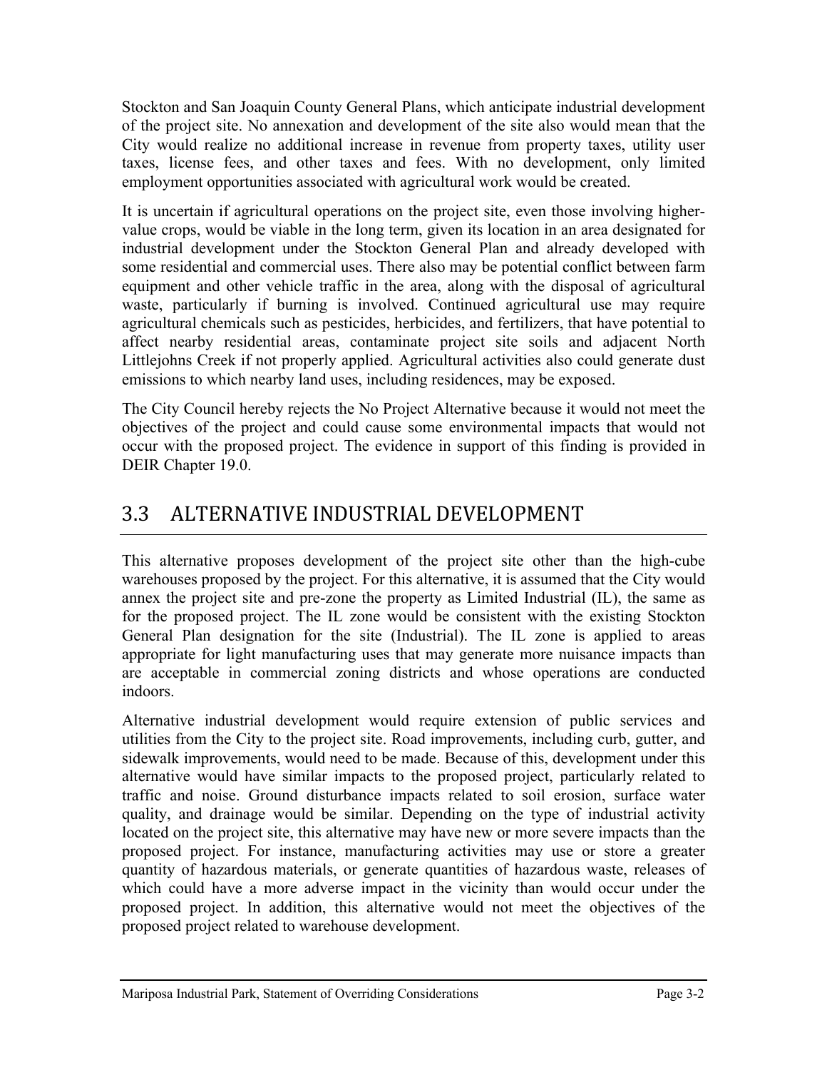Stockton and San Joaquin County General Plans, which anticipate industrial development of the project site. No annexation and development of the site also would mean that the City would realize no additional increase in revenue from property taxes, utility user taxes, license fees, and other taxes and fees. With no development, only limited employment opportunities associated with agricultural work would be created.

It is uncertain if agricultural operations on the project site, even those involving higher-value crops, would be viable in the long term, given its location in an area designated for industrial development under the Stockton General Plan and already developed with some residential and commercial uses. There also may be potential conflict between farm equipment and other vehicle traffic in the area, along with the disposal of agricultural waste, particularly if burning is involved. Continued agricultural use may require agricultural chemicals such as pesticides, herbicides, and fertilizers, that have potential to affect nearby residential areas, contaminate project site soils and adjacent North Littlejohns Creek if not properly applied. Agricultural activities also could generate dust emissions to which nearby land uses, including residences, may be exposed.

The City Council hereby rejects the No Project Alternative because it would not meet the objectives of the project and could cause some environmental impacts that would not occur with the proposed project. The evidence in support of this finding is provided in DEIR Chapter 19.0.

## 3.3 ALTERNATIVE INDUSTRIAL DEVELOPMENT

This alternative proposes development of the project site other than the high-cube warehouses proposed by the project. For this alternative, it is assumed that the City would annex the project site and pre-zone the property as Limited Industrial (IL), the same as for the proposed project. The IL zone would be consistent with the existing Stockton General Plan designation for the site (Industrial). The IL zone is applied to areas appropriate for light manufacturing uses that may generate more nuisance impacts than are acceptable in commercial zoning districts and whose operations are conducted indoors.

Alternative industrial development would require extension of public services and utilities from the City to the project site. Road improvements, including curb, gutter, and sidewalk improvements, would need to be made. Because of this, development under this alternative would have similar impacts to the proposed project, particularly related to traffic and noise. Ground disturbance impacts related to soil erosion, surface water quality, and drainage would be similar. Depending on the type of industrial activity located on the project site, this alternative may have new or more severe impacts than the proposed project. For instance, manufacturing activities may use or store a greater quantity of hazardous materials, or generate quantities of hazardous waste, releases of which could have a more adverse impact in the vicinity than would occur under the proposed project. In addition, this alternative would not meet the objectives of the proposed project related to warehouse development.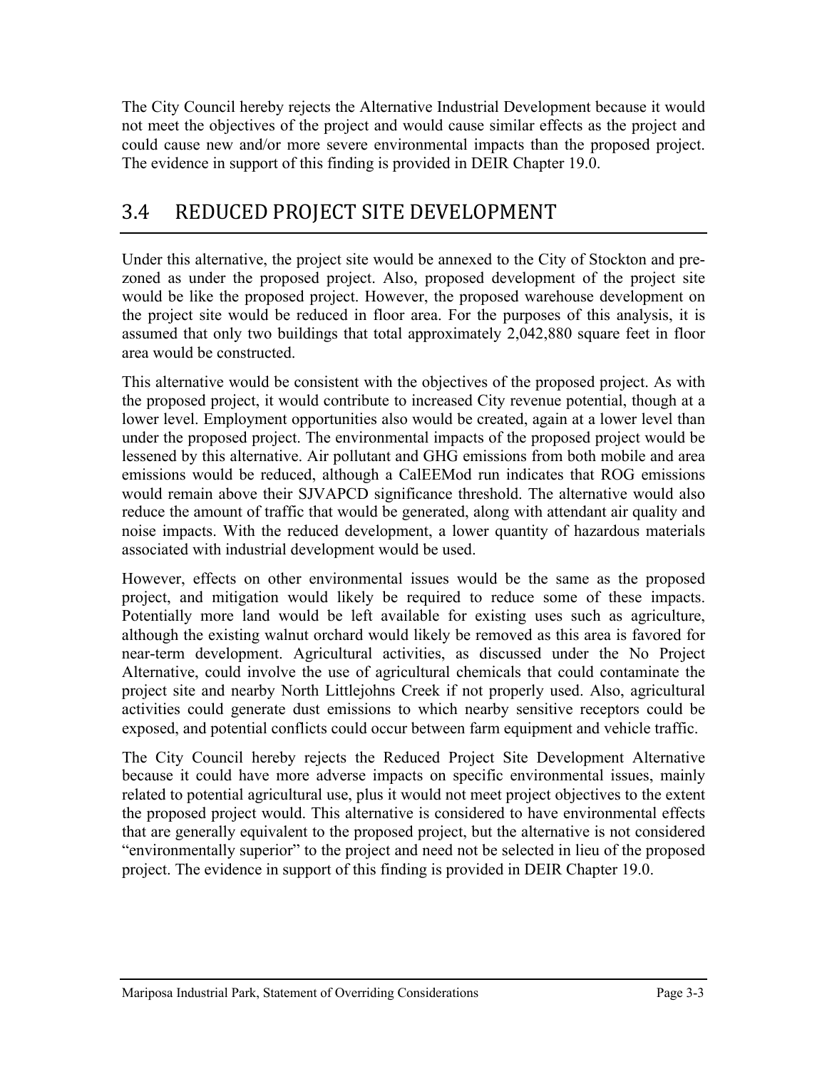The City Council hereby rejects the Alternative Industrial Development because it would not meet the objectives of the project and would cause similar effects as the project and could cause new and/or more severe environmental impacts than the proposed project. The evidence in support of this finding is provided in DEIR Chapter 19.0.

## 3.4 REDUCED PROJECT SITE DEVELOPMENT

Under this alternative, the project site would be annexed to the City of Stockton and pre-zoned as under the proposed project. Also, proposed development of the project site would be like the proposed project. However, the proposed warehouse development on the project site would be reduced in floor area. For the purposes of this analysis, it is assumed that only two buildings that total approximately 2,042,880 square feet in floor area would be constructed.

This alternative would be consistent with the objectives of the proposed project. As with the proposed project, it would contribute to increased City revenue potential, though at a lower level. Employment opportunities also would be created, again at a lower level than under the proposed project. The environmental impacts of the proposed project would be lessened by this alternative. Air pollutant and GHG emissions from both mobile and area emissions would be reduced, although a CalEEMod run indicates that ROG emissions would remain above their SJVAPCD significance threshold. The alternative would also reduce the amount of traffic that would be generated, along with attendant air quality and noise impacts. With the reduced development, a lower quantity of hazardous materials associated with industrial development would be used.

However, effects on other environmental issues would be the same as the proposed project, and mitigation would likely be required to reduce some of these impacts. Potentially more land would be left available for existing uses such as agriculture, although the existing walnut orchard would likely be removed as this area is favored for near-term development. Agricultural activities, as discussed under the No Project Alternative, could involve the use of agricultural chemicals that could contaminate the project site and nearby North Littlejohns Creek if not properly used. Also, agricultural activities could generate dust emissions to which nearby sensitive receptors could be exposed, and potential conflicts could occur between farm equipment and vehicle traffic.

The City Council hereby rejects the Reduced Project Site Development Alternative because it could have more adverse impacts on specific environmental issues, mainly related to potential agricultural use, plus it would not meet project objectives to the extent the proposed project would. This alternative is considered to have environmental effects that are generally equivalent to the proposed project, but the alternative is not considered "environmentally superior" to the project and need not be selected in lieu of the proposed project. The evidence in support of this finding is provided in DEIR Chapter 19.0.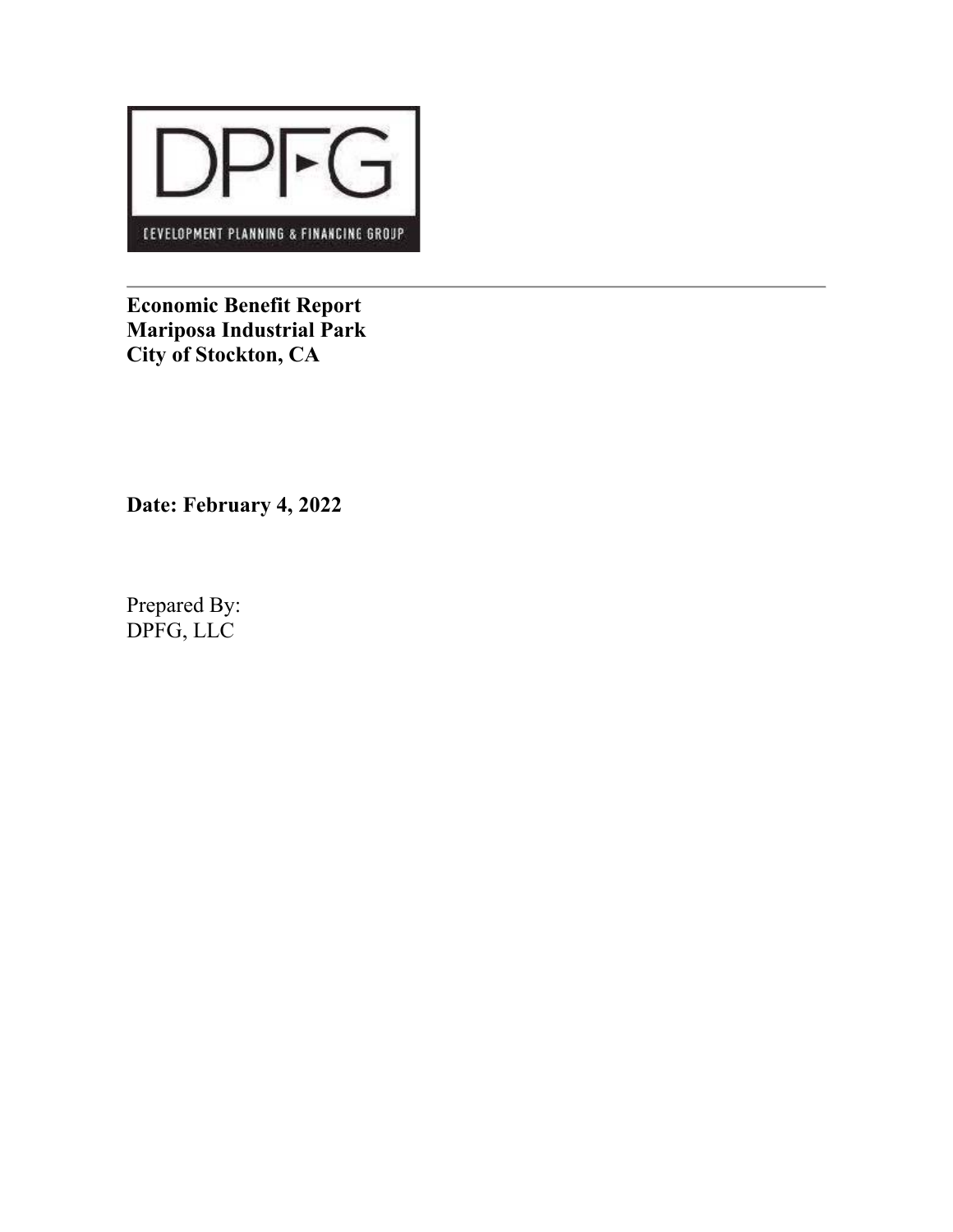DPFG

DEVELOPMENT PLANNING & FINANCING GROUP

---

**Economic Benefit Report**
**Mariposa Industrial Park**
**City of Stockton, CA**

**Date: February 4, 2022**

Prepared By:
DPFG, LLC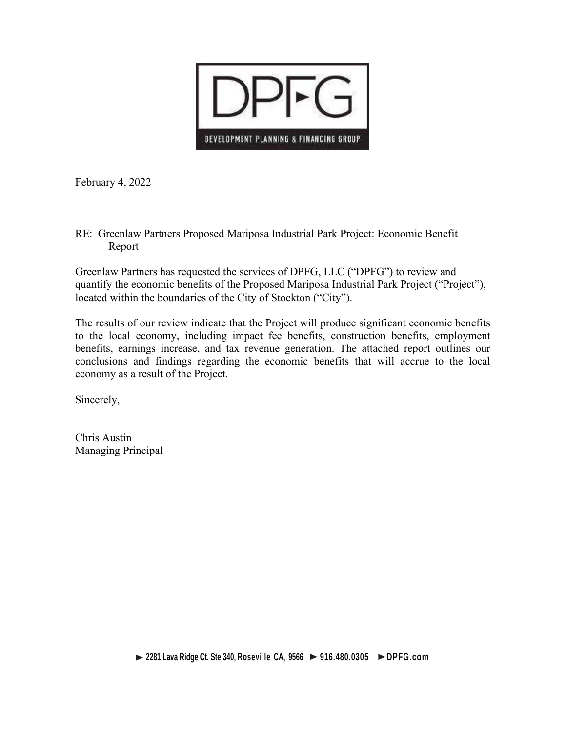DPFG

DEVELOPMENT PLANNING & FINANCING GROUP

February 4, 2022

RE: Greenlaw Partners Proposed Mariposa Industrial Park Project: Economic Benefit Report

Greenlaw Partners has requested the services of DPFG, LLC ("DPFG") to review and quantify the economic benefits of the Proposed Mariposa Industrial Park Project ("Project"), located within the boundaries of the City of Stockton ("City").

The results of our review indicate that the Project will produce significant economic benefits to the local economy, including impact fee benefits, construction benefits, employment benefits, earnings increase, and tax revenue generation. The attached report outlines our conclusions and findings regarding the economic benefits that will accrue to the local economy as a result of the Project.

Sincerely,

Chris Austin
Managing Principal

► 2281 Lava Ridge Ct. Ste 340, Roseville CA, 9566 ► 916.480.0305 ► DPFG.com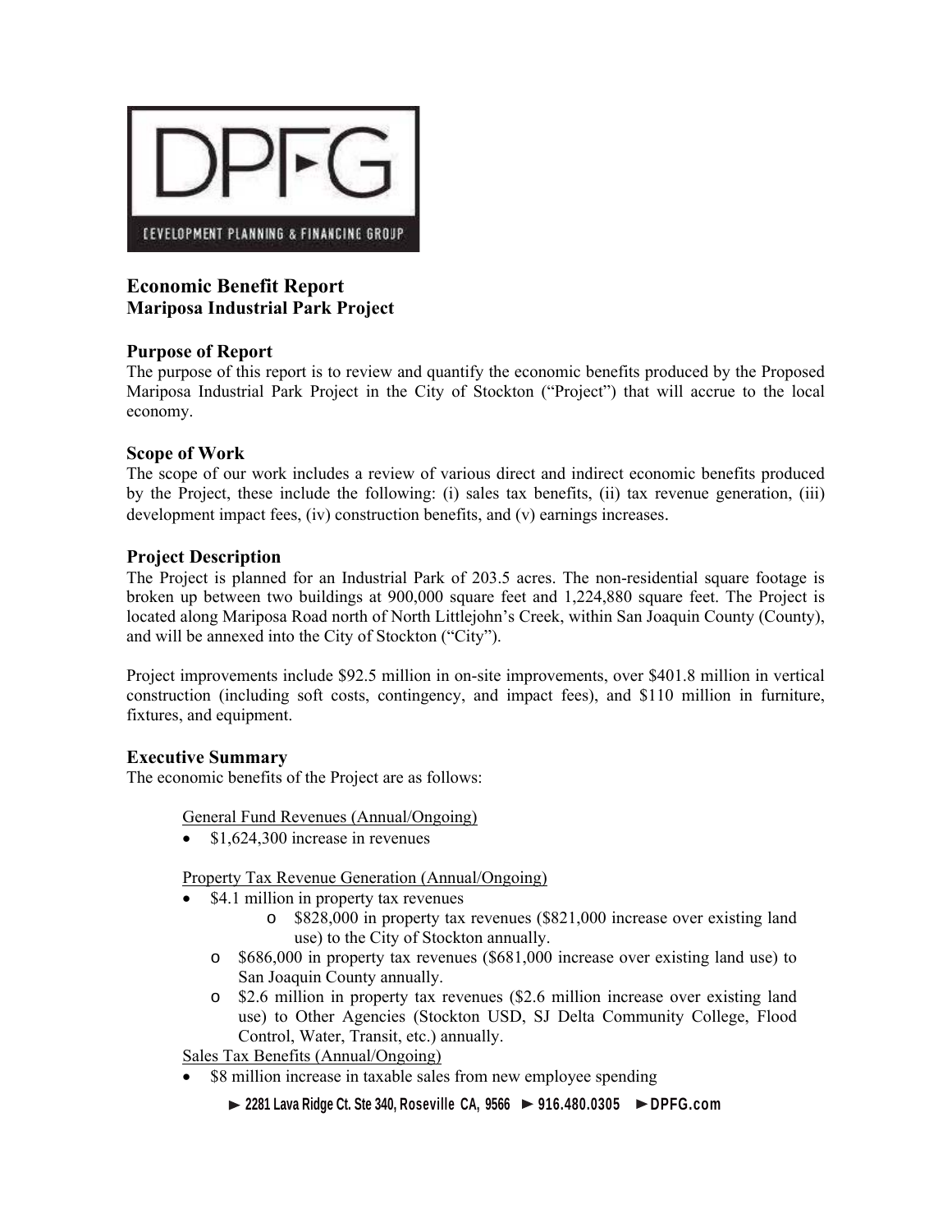# Economic Benefit Report

## Mariposa Industrial Park Project

### Purpose of Report

The purpose of this report is to review and quantify the economic benefits produced by the Proposed Mariposa Industrial Park Project in the City of Stockton ("Project") that will accrue to the local economy.

### Scope of Work

The scope of our work includes a review of various direct and indirect economic benefits produced by the Project, these include the following: (i) sales tax benefits, (ii) tax revenue generation, (iii) development impact fees, (iv) construction benefits, and (v) earnings increases.

### Project Description

The Project is planned for an Industrial Park of 203.5 acres. The non-residential square footage is broken up between two buildings at 900,000 square feet and 1,224,880 square feet. The Project is located along Mariposa Road north of North Littlejohn's Creek, within San Joaquin County (County), and will be annexed into the City of Stockton ("City").

Project improvements include $92.5 million in on-site improvements, over $401.8 million in vertical construction (including soft costs, contingency, and impact fees), and $110 million in furniture, fixtures, and equipment.

### Executive Summary

The economic benefits of the Project are as follows:

General Fund Revenues (Annual/Ongoing)

- $1,624,300 increase in revenues

Property Tax Revenue Generation (Annual/Ongoing)

- $4.1 million in property tax revenues
  - $828,000 in property tax revenues ($821,000 increase over existing land use) to the City of Stockton annually.
  - $686,000 in property tax revenues ($681,000 increase over existing land use) to San Joaquin County annually.
  - $2.6 million in property tax revenues ($2.6 million increase over existing land use) to Other Agencies (Stockton USD, SJ Delta Community College, Flood Control, Water, Transit, etc.) annually.

Sales Tax Benefits (Annual/Ongoing)

- $8 million increase in taxable sales from new employee spending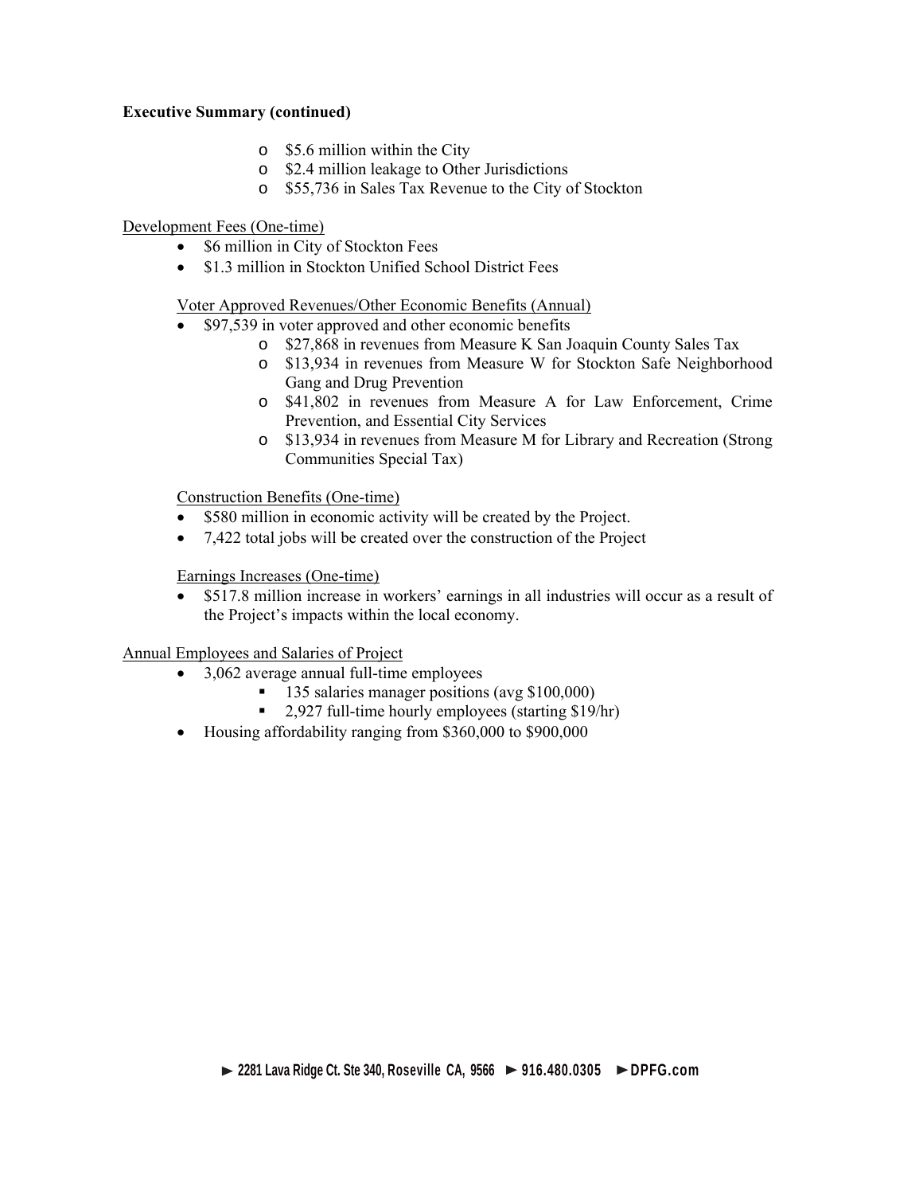**Executive Summary (continued)**

- $5.6 million within the City
- $2.4 million leakage to Other Jurisdictions
- $55,736 in Sales Tax Revenue to the City of Stockton

Development Fees (One-time)

- $6 million in City of Stockton Fees
- $1.3 million in Stockton Unified School District Fees

Voter Approved Revenues/Other Economic Benefits (Annual)

- $97,539 in voter approved and other economic benefits
  - $27,868 in revenues from Measure K San Joaquin County Sales Tax
  - $13,934 in revenues from Measure W for Stockton Safe Neighborhood Gang and Drug Prevention
  - $41,802 in revenues from Measure A for Law Enforcement, Crime Prevention, and Essential City Services
  - $13,934 in revenues from Measure M for Library and Recreation (Strong Communities Special Tax)

Construction Benefits (One-time)

- $580 million in economic activity will be created by the Project.
- 7,422 total jobs will be created over the construction of the Project

Earnings Increases (One-time)

- $517.8 million increase in workers' earnings in all industries will occur as a result of the Project's impacts within the local economy.

Annual Employees and Salaries of Project

- 3,062 average annual full-time employees
  - 135 salaries manager positions (avg $100,000)
  - 2,927 full-time hourly employees (starting $19/hr)
- Housing affordability ranging from $360,000 to $900,000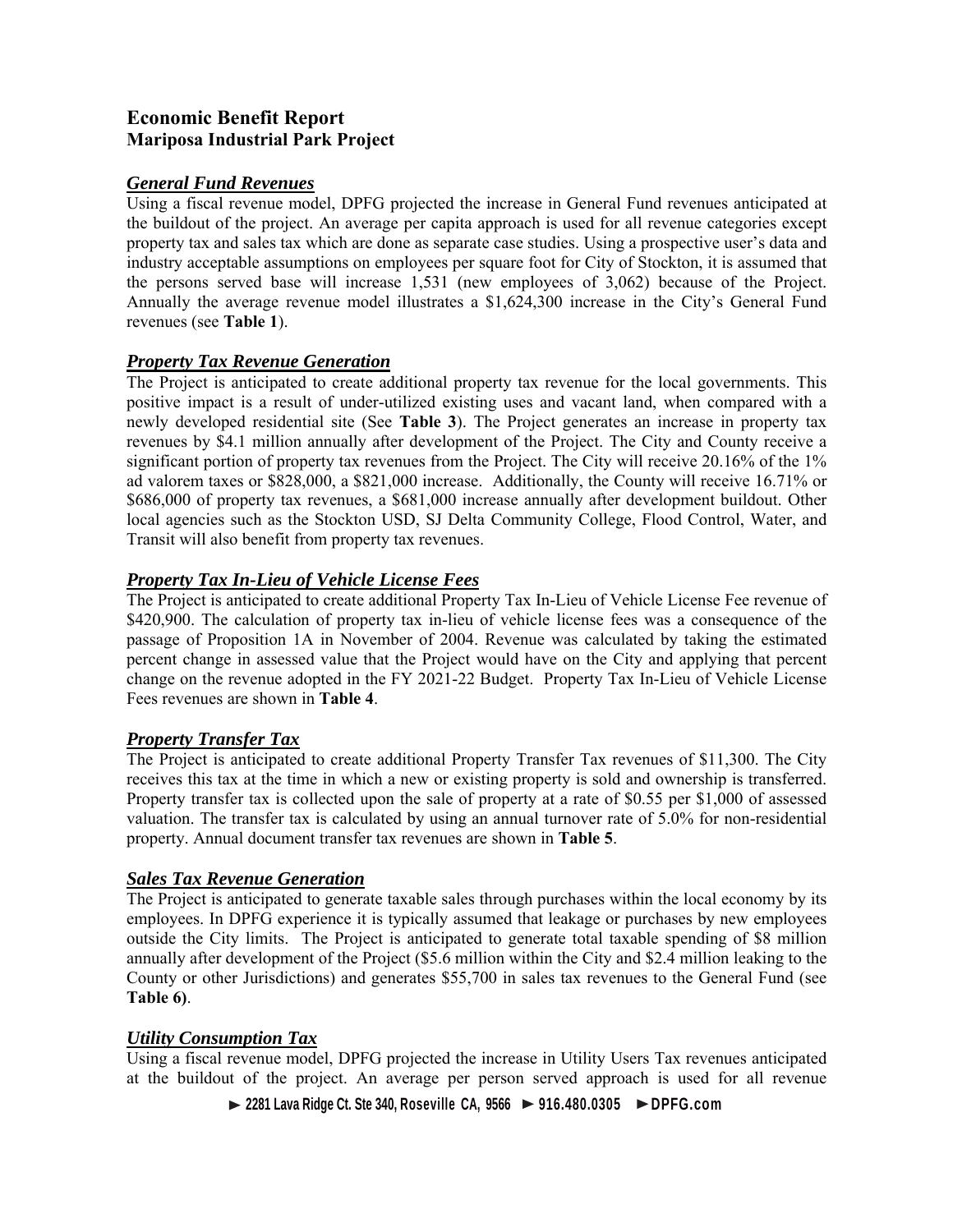# Economic Benefit Report
## Mariposa Industrial Park Project

### ***General Fund Revenues***

Using a fiscal revenue model, DPFG projected the increase in General Fund revenues anticipated at the buildout of the project. An average per capita approach is used for all revenue categories except property tax and sales tax which are done as separate case studies. Using a prospective user's data and industry acceptable assumptions on employees per square foot for City of Stockton, it is assumed that the persons served base will increase 1,531 (new employees of 3,062) because of the Project. Annually the average revenue model illustrates a $1,624,300 increase in the City's General Fund revenues (see **Table 1**).

### ***Property Tax Revenue Generation***

The Project is anticipated to create additional property tax revenue for the local governments. This positive impact is a result of under-utilized existing uses and vacant land, when compared with a newly developed residential site (See **Table 3**). The Project generates an increase in property tax revenues by $4.1 million annually after development of the Project. The City and County receive a significant portion of property tax revenues from the Project. The City will receive 20.16% of the 1% ad valorem taxes or $828,000, a $821,000 increase. Additionally, the County will receive 16.71% or $686,000 of property tax revenues, a $681,000 increase annually after development buildout. Other local agencies such as the Stockton USD, SJ Delta Community College, Flood Control, Water, and Transit will also benefit from property tax revenues.

### ***Property Tax In-Lieu of Vehicle License Fees***

The Project is anticipated to create additional Property Tax In-Lieu of Vehicle License Fee revenue of $420,900. The calculation of property tax in-lieu of vehicle license fees was a consequence of the passage of Proposition 1A in November of 2004. Revenue was calculated by taking the estimated percent change in assessed value that the Project would have on the City and applying that percent change on the revenue adopted in the FY 2021-22 Budget. Property Tax In-Lieu of Vehicle License Fees revenues are shown in **Table 4**.

### ***Property Transfer Tax***

The Project is anticipated to create additional Property Transfer Tax revenues of $11,300. The City receives this tax at the time in which a new or existing property is sold and ownership is transferred. Property transfer tax is collected upon the sale of property at a rate of $0.55 per $1,000 of assessed valuation. The transfer tax is calculated by using an annual turnover rate of 5.0% for non-residential property. Annual document transfer tax revenues are shown in **Table 5**.

### ***Sales Tax Revenue Generation***

The Project is anticipated to generate taxable sales through purchases within the local economy by its employees. In DPFG experience it is typically assumed that leakage or purchases by new employees outside the City limits. The Project is anticipated to generate total taxable spending of $8 million annually after development of the Project ($5.6 million within the City and $2.4 million leaking to the County or other Jurisdictions) and generates $55,700 in sales tax revenues to the General Fund (see **Table 6)**.

### ***Utility Consumption Tax***

Using a fiscal revenue model, DPFG projected the increase in Utility Users Tax revenues anticipated at the buildout of the project. An average per person served approach is used for all revenue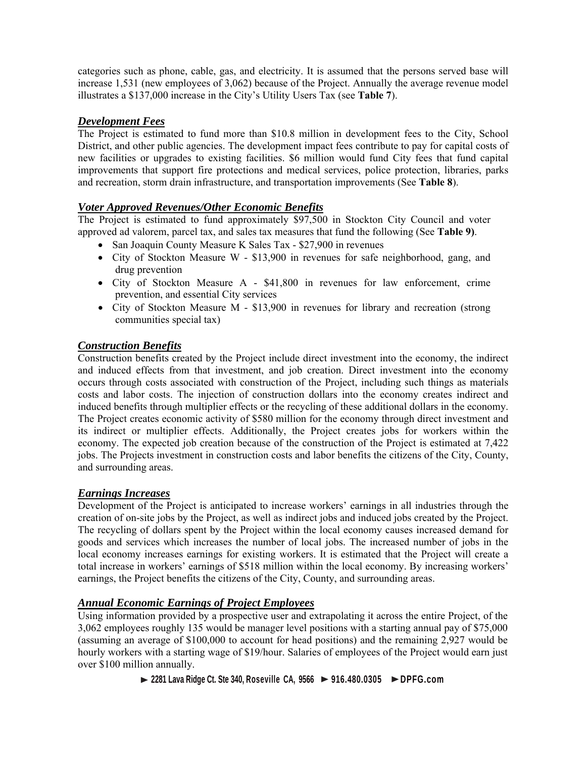categories such as phone, cable, gas, and electricity. It is assumed that the persons served base will increase 1,531 (new employees of 3,062) because of the Project. Annually the average revenue model illustrates a $137,000 increase in the City's Utility Users Tax (see **Table 7**).

### ***Development Fees***

The Project is estimated to fund more than $10.8 million in development fees to the City, School District, and other public agencies. The development impact fees contribute to pay for capital costs of new facilities or upgrades to existing facilities. $6 million would fund City fees that fund capital improvements that support fire protections and medical services, police protection, libraries, parks and recreation, storm drain infrastructure, and transportation improvements (See **Table 8**).

### ***Voter Approved Revenues/Other Economic Benefits***

The Project is estimated to fund approximately $97,500 in Stockton City Council and voter approved ad valorem, parcel tax, and sales tax measures that fund the following (See **Table 9)**.

- San Joaquin County Measure K Sales Tax - $27,900 in revenues
- City of Stockton Measure W - $13,900 in revenues for safe neighborhood, gang, and drug prevention
- City of Stockton Measure A - $41,800 in revenues for law enforcement, crime prevention, and essential City services
- City of Stockton Measure M - $13,900 in revenues for library and recreation (strong communities special tax)

### ***Construction Benefits***

Construction benefits created by the Project include direct investment into the economy, the indirect and induced effects from that investment, and job creation. Direct investment into the economy occurs through costs associated with construction of the Project, including such things as materials costs and labor costs. The injection of construction dollars into the economy creates indirect and induced benefits through multiplier effects or the recycling of these additional dollars in the economy. The Project creates economic activity of $580 million for the economy through direct investment and its indirect or multiplier effects. Additionally, the Project creates jobs for workers within the economy. The expected job creation because of the construction of the Project is estimated at 7,422 jobs. The Projects investment in construction costs and labor benefits the citizens of the City, County, and surrounding areas.

### ***Earnings Increases***

Development of the Project is anticipated to increase workers' earnings in all industries through the creation of on-site jobs by the Project, as well as indirect jobs and induced jobs created by the Project. The recycling of dollars spent by the Project within the local economy causes increased demand for goods and services which increases the number of local jobs. The increased number of jobs in the local economy increases earnings for existing workers. It is estimated that the Project will create a total increase in workers' earnings of $518 million within the local economy. By increasing workers' earnings, the Project benefits the citizens of the City, County, and surrounding areas.

### ***Annual Economic Earnings of Project Employees***

Using information provided by a prospective user and extrapolating it across the entire Project, of the 3,062 employees roughly 135 would be manager level positions with a starting annual pay of $75,000 (assuming an average of $100,000 to account for head positions) and the remaining 2,927 would be hourly workers with a starting wage of $19/hour. Salaries of employees of the Project would earn just over $100 million annually.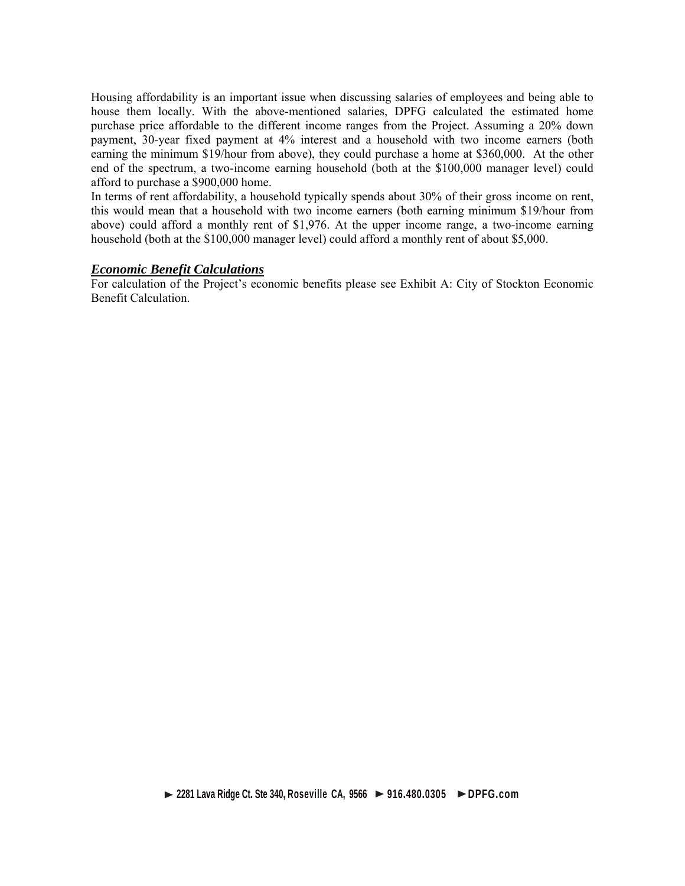Housing affordability is an important issue when discussing salaries of employees and being able to house them locally. With the above-mentioned salaries, DPFG calculated the estimated home purchase price affordable to the different income ranges from the Project. Assuming a 20% down payment, 30-year fixed payment at 4% interest and a household with two income earners (both earning the minimum $19/hour from above), they could purchase a home at $360,000. At the other end of the spectrum, a two-income earning household (both at the $100,000 manager level) could afford to purchase a $900,000 home.

In terms of rent affordability, a household typically spends about 30% of their gross income on rent, this would mean that a household with two income earners (both earning minimum $19/hour from above) could afford a monthly rent of $1,976. At the upper income range, a two-income earning household (both at the $100,000 manager level) could afford a monthly rent of about $5,000.

### ***Economic Benefit Calculations***

For calculation of the Project's economic benefits please see Exhibit A: City of Stockton Economic Benefit Calculation.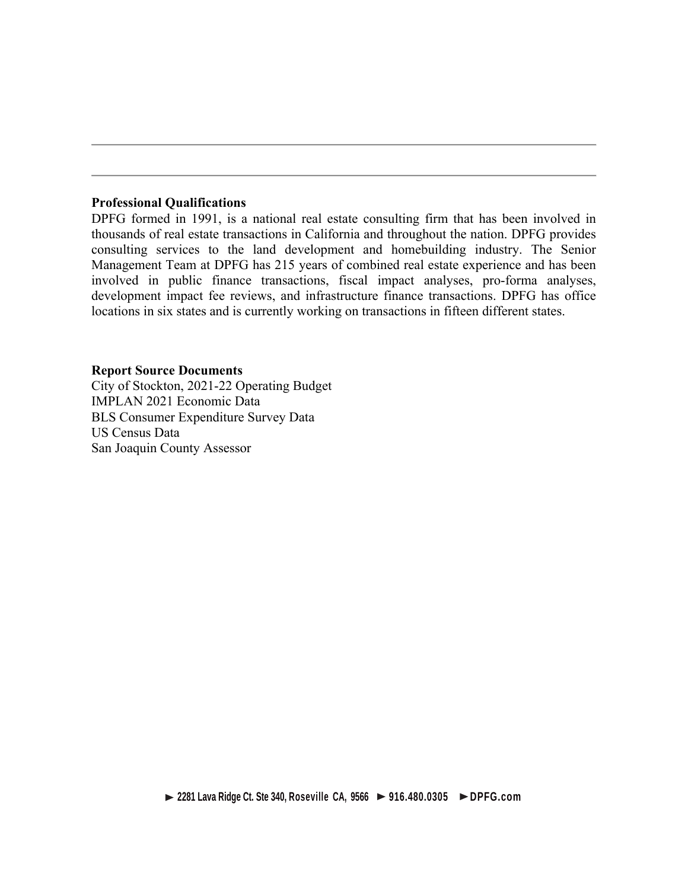**Professional Qualifications**

DPFG formed in 1991, is a national real estate consulting firm that has been involved in thousands of real estate transactions in California and throughout the nation. DPFG provides consulting services to the land development and homebuilding industry. The Senior Management Team at DPFG has 215 years of combined real estate experience and has been involved in public finance transactions, fiscal impact analyses, pro-forma analyses, development impact fee reviews, and infrastructure finance transactions. DPFG has office locations in six states and is currently working on transactions in fifteen different states.

**Report Source Documents**

City of Stockton, 2021-22 Operating Budget
IMPLAN 2021 Economic Data
BLS Consumer Expenditure Survey Data
US Census Data
San Joaquin County Assessor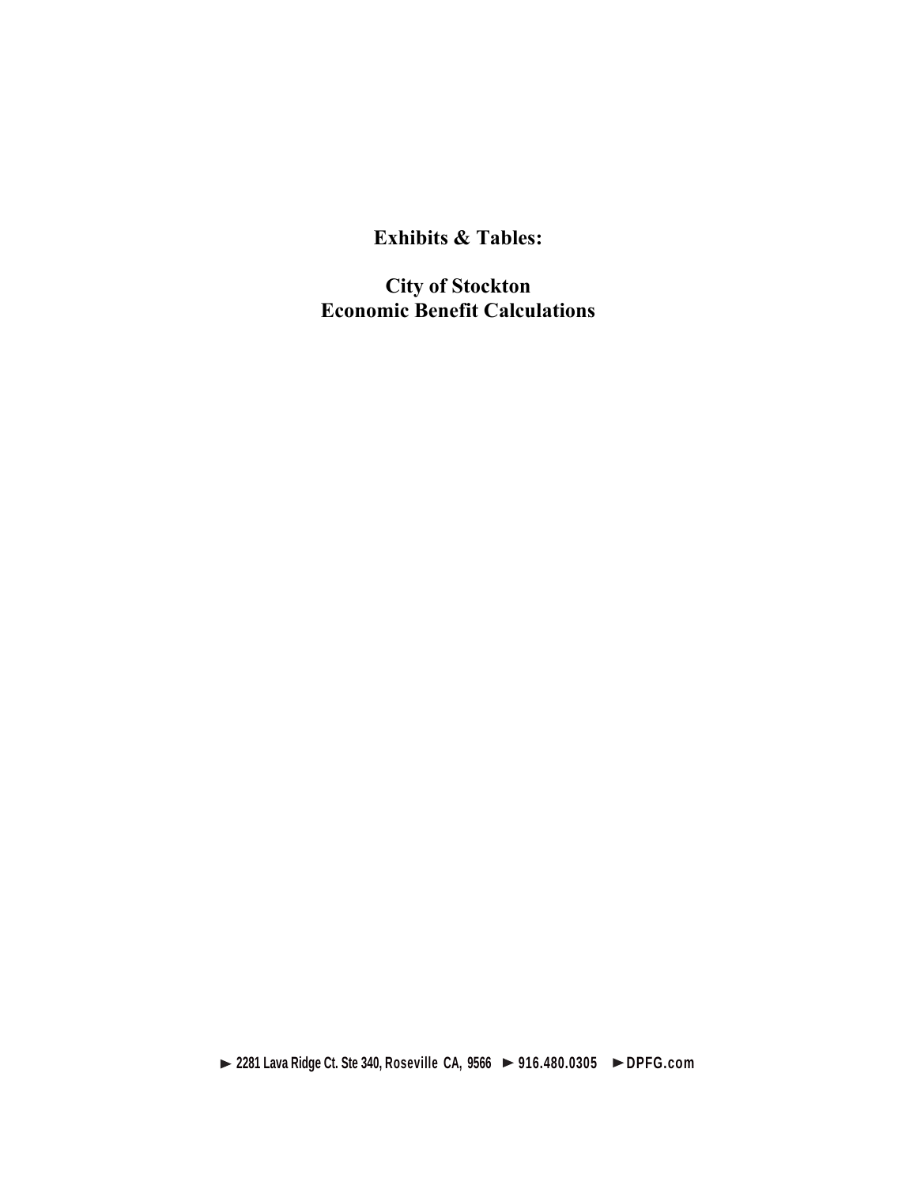# Exhibits & Tables:

# City of Stockton
# Economic Benefit Calculations

► 2281 Lava Ridge Ct. Ste 340, Roseville CA, 9566 ► 916.480.0305 ► DPFG.com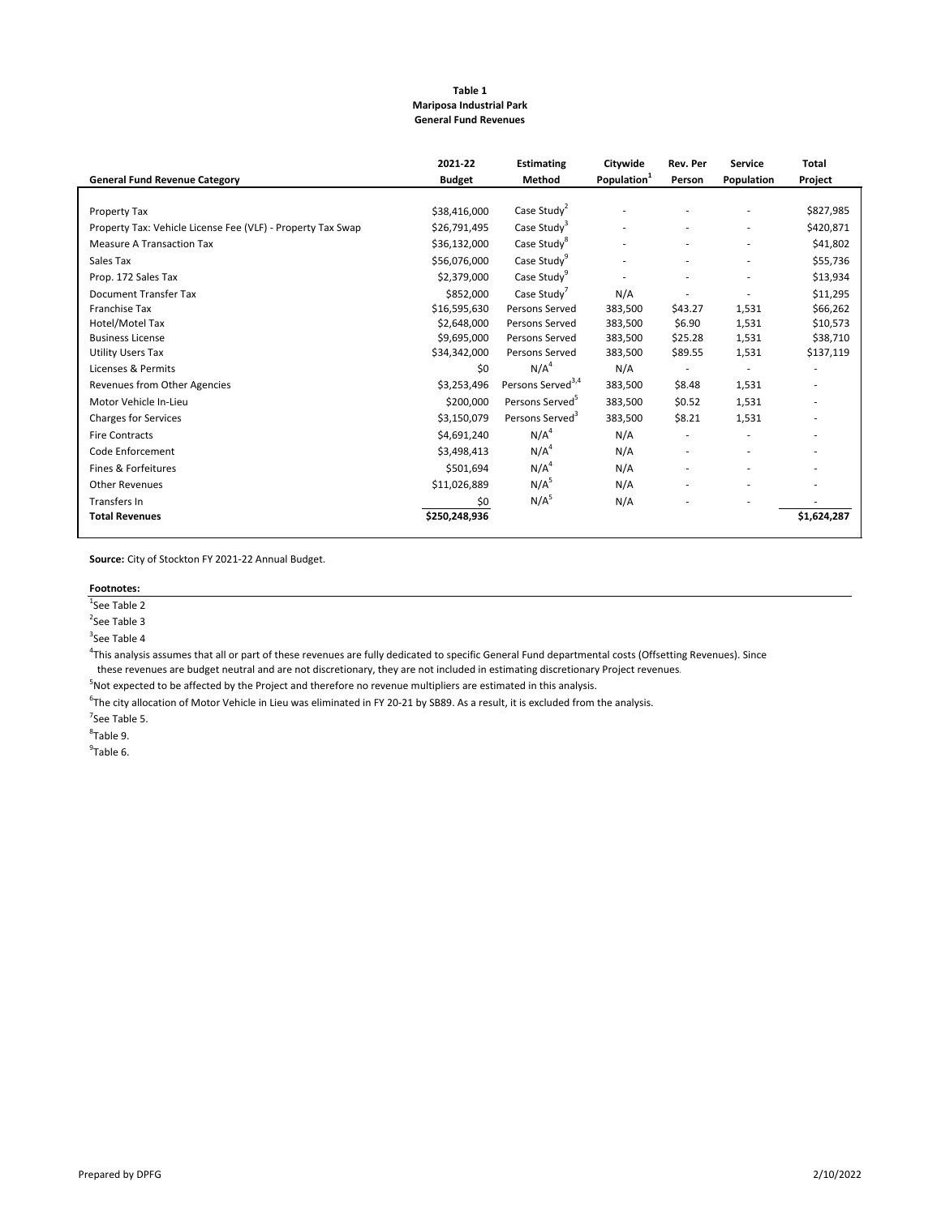**Table 1**
**Mariposa Industrial Park**
**General Fund Revenues**

| General Fund Revenue Category | 2021-22 Budget | Estimating Method | Citywide Population[1] | Rev. Per Person | Service Population | Total Project |
|---|---|---|---|---|---|---|
| Property Tax | $38,416,000 | Case Study[2] | - | - | - | $827,985 |
| Property Tax: Vehicle License Fee (VLF) - Property Tax Swap | $26,791,495 | Case Study[3] | - | - | - | $420,871 |
| Measure A Transaction Tax | $36,132,000 | Case Study[8] | - | - | - | $41,802 |
| Sales Tax | $56,076,000 | Case Study[9] | - | - | - | $55,736 |
| Prop. 172 Sales Tax | $2,379,000 | Case Study[9] | - | - | - | $13,934 |
| Document Transfer Tax | $852,000 | Case Study[7] | N/A | - | - | $11,295 |
| Franchise Tax | $16,595,630 | Persons Served | 383,500 | $43.27 | 1,531 | $66,262 |
| Hotel/Motel Tax | $2,648,000 | Persons Served | 383,500 | $6.90 | 1,531 | $10,573 |
| Business License | $9,695,000 | Persons Served | 383,500 | $25.28 | 1,531 | $38,710 |
| Utility Users Tax | $34,342,000 | Persons Served | 383,500 | $89.55 | 1,531 | $137,119 |
| Licenses & Permits | $0 | N/A[4] | N/A | - | - | - |
| Revenues from Other Agencies | $3,253,496 | Persons Served[3,4] | 383,500 | $8.48 | 1,531 | - |
| Motor Vehicle In-Lieu | $200,000 | Persons Served[5] | 383,500 | $0.52 | 1,531 | - |
| Charges for Services | $3,150,079 | Persons Served[3] | 383,500 | $8.21 | 1,531 | - |
| Fire Contracts | $4,691,240 | N/A[4] | N/A | - | - | - |
| Code Enforcement | $3,498,413 | N/A[4] | N/A | - | - | - |
| Fines & Forfeitures | $501,694 | N/A[4] | N/A | - | - | - |
| Other Revenues | $11,026,889 | N/A[5] | N/A | - | - | - |
| Transfers In | $0 | N/A[5] | N/A | - | - | - |
| **Total Revenues** | **$250,248,936** | | | | | **$1,624,287** |

**Source:** City of Stockton FY 2021-22 Annual Budget.

**Footnotes:**

[1]See Table 2

[2]See Table 3

[3]See Table 4

[4]This analysis assumes that all or part of these revenues are fully dedicated to specific General Fund departmental costs (Offsetting Revenues). Since these revenues are budget neutral and are not discretionary, they are not included in estimating discretionary Project revenues.

[5]Not expected to be affected by the Project and therefore no revenue multipliers are estimated in this analysis.

[6]The city allocation of Motor Vehicle in Lieu was eliminated in FY 20-21 by SB89. As a result, it is excluded from the analysis.

[7]See Table 5.

[8]Table 9.

[9]Table 6.

Prepared by DPFG 2/10/2022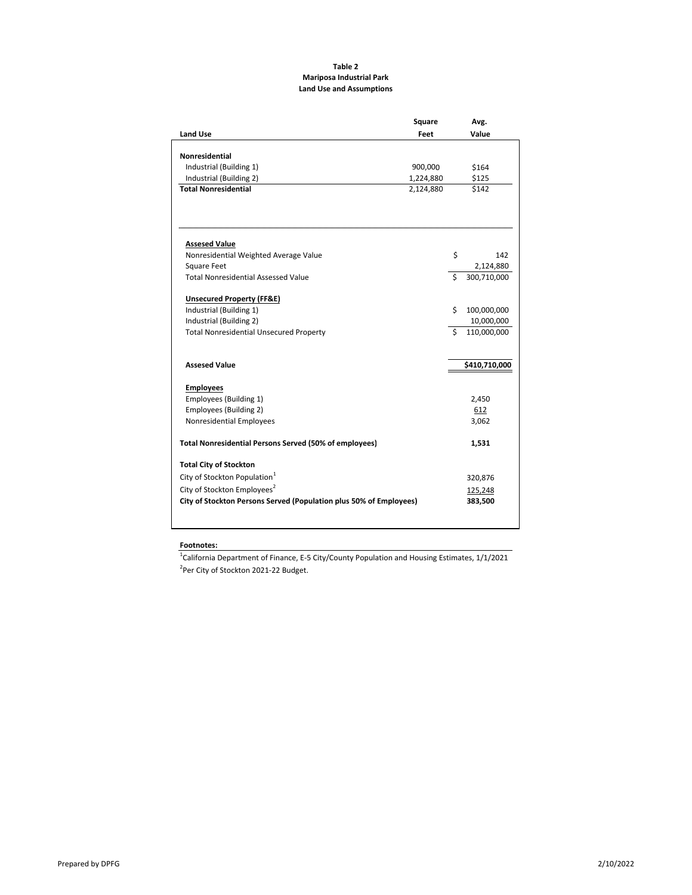**Table 2**
**Mariposa Industrial Park**
**Land Use and Assumptions**

| Land Use | Square Feet | Avg. Value |
|---|---|---|
| **Nonresidential** | | |
| Industrial (Building 1) | 900,000 | $164 |
| Industrial (Building 2) | 1,224,880 | $125 |
| **Total Nonresidential** | 2,124,880 | $142 |

| | |
|---|---|
| **Assesed Value** | |
| Nonresidential Weighted Average Value | $ 142 |
| Square Feet | 2,124,880 |
| Total Nonresidential Assessed Value | $ 300,710,000 |
| **Unsecured Property (FF&E)** | |
| Industrial (Building 1) | $ 100,000,000 |
| Industrial (Building 2) | 10,000,000 |
| Total Nonresidential Unsecured Property | $ 110,000,000 |
| **Assesed Value** | **$410,710,000** |
| **Employees** | |
| Employees (Building 1) | 2,450 |
| Employees (Building 2) | 612 |
| Nonresidential Employees | 3,062 |
| **Total Nonresidential Persons Served (50% of employees)** | **1,531** |
| **Total City of Stockton** | |
| City of Stockton Population[1] | 320,876 |
| City of Stockton Employees[2] | 125,248 |
| **City of Stockton Persons Served (Population plus 50% of Employees)** | **383,500** |

**Footnotes:**

[1]California Department of Finance, E-5 City/County Population and Housing Estimates, 1/1/2021

[2]Per City of Stockton 2021-22 Budget.

Prepared by DPFG

2/10/2022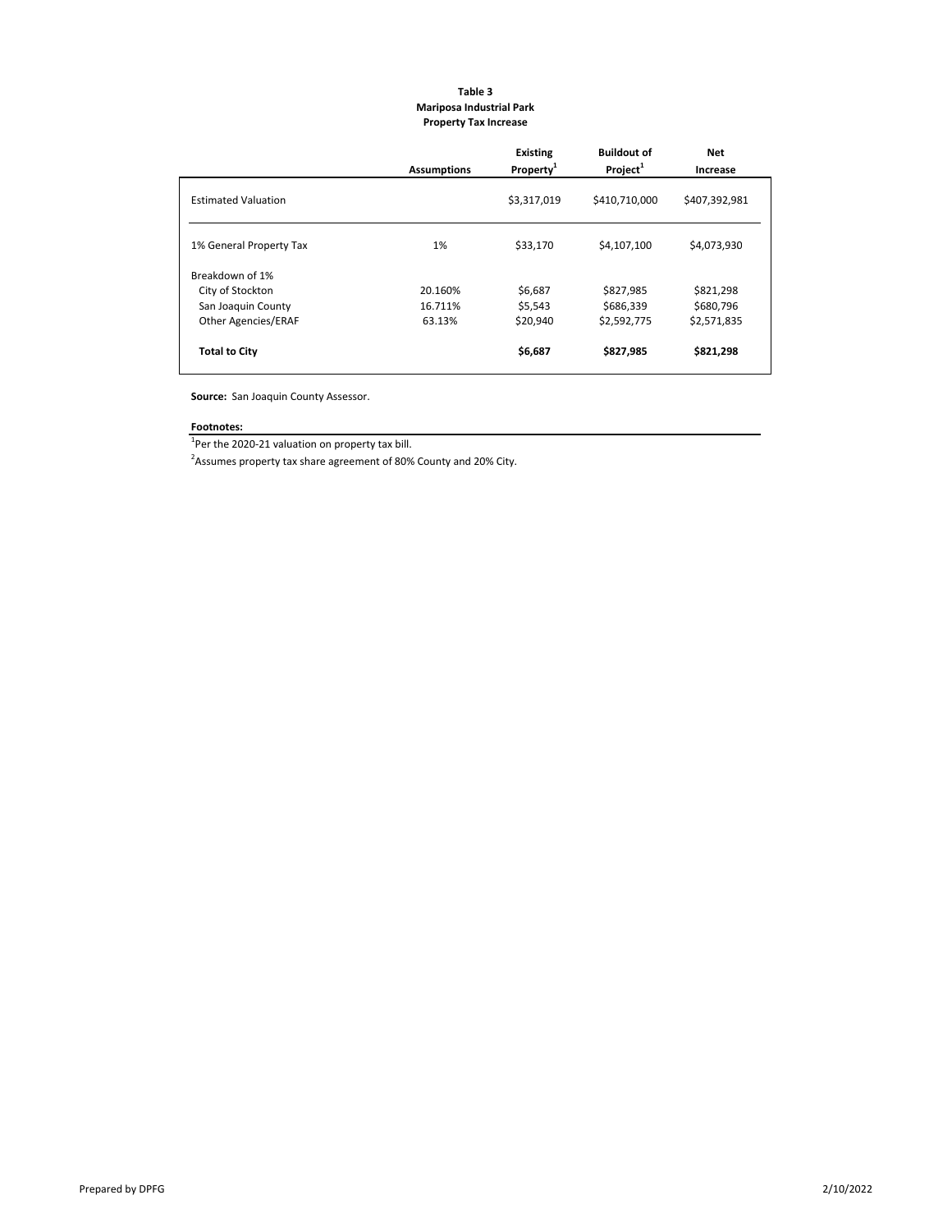**Table 3**
**Mariposa Industrial Park**
**Property Tax Increase**

| | Assumptions | Existing Property[1] | Buildout of Project[1] | Net Increase |
|---|---|---|---|---|
| Estimated Valuation | | $3,317,019 | $410,710,000 | $407,392,981 |
| 1% General Property Tax | 1% | $33,170 | $4,107,100 | $4,073,930 |
| Breakdown of 1% | | | | |
| City of Stockton | 20.160% | $6,687 | $827,985 | $821,298 |
| San Joaquin County | 16.711% | $5,543 | $686,339 | $680,796 |
| Other Agencies/ERAF | 63.13% | $20,940 | $2,592,775 | $2,571,835 |
| **Total to City** | | **$6,687** | **$827,985** | **$821,298** |

**Source:** San Joaquin County Assessor.

**Footnotes:**

[1]Per the 2020-21 valuation on property tax bill.

[2]Assumes property tax share agreement of 80% County and 20% City.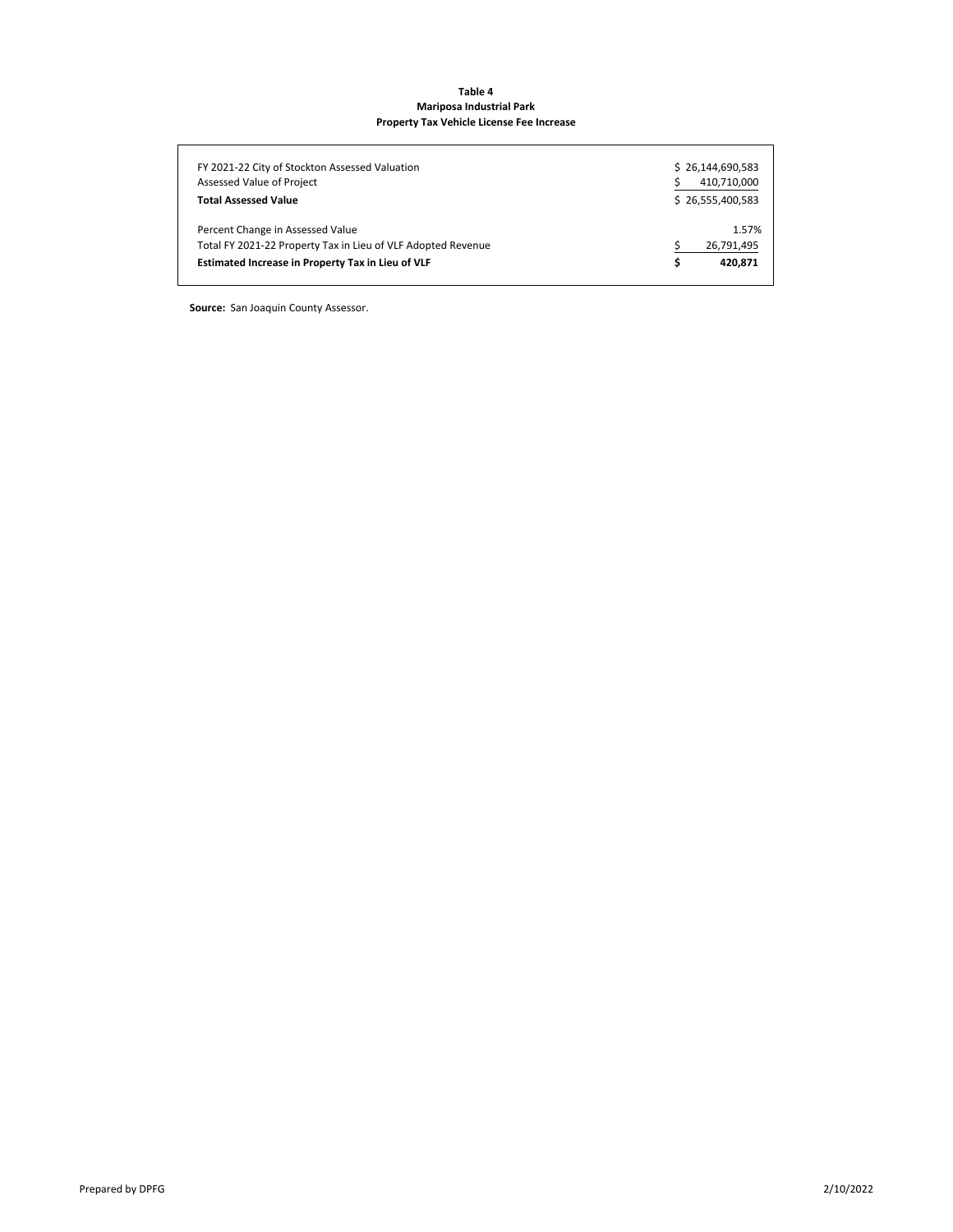**Table 4**
**Mariposa Industrial Park**
**Property Tax Vehicle License Fee Increase**

| Item | Amount |
|---|---|
| FY 2021-22 City of Stockton Assessed Valuation | $ 26,144,690,583 |
| Assessed Value of Project | $ 410,710,000 |
| **Total Assessed Value** | $ 26,555,400,583 |
| Percent Change in Assessed Value | 1.57% |
| Total FY 2021-22 Property Tax in Lieu of VLF Adopted Revenue | $ 26,791,495 |
| **Estimated Increase in Property Tax in Lieu of VLF** | **$ 420,871** |

**Source:** San Joaquin County Assessor.

Prepared by DPFG 2/10/2022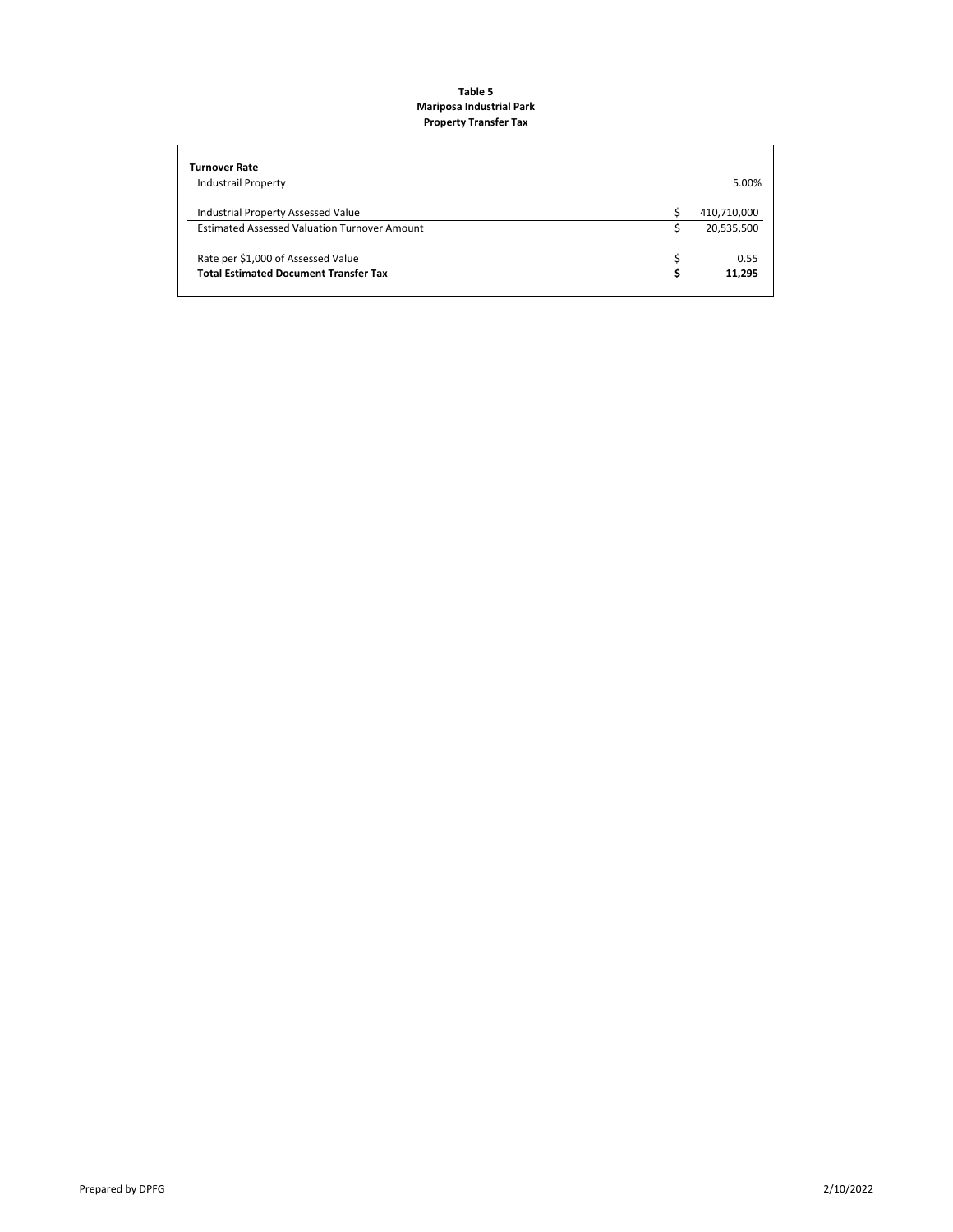**Table 5**
**Mariposa Industrial Park**
**Property Transfer Tax**

| | | |
|---|---|---|
| **Turnover Rate** | | |
| Industrail Property | | 5.00% |
| | | |
| Industrial Property Assessed Value | $ | 410,710,000 |
| Estimated Assessed Valuation Turnover Amount | $ | 20,535,500 |
| | | |
| Rate per $1,000 of Assessed Value | $ | 0.55 |
| **Total Estimated Document Transfer Tax** | **$** | **11,295** |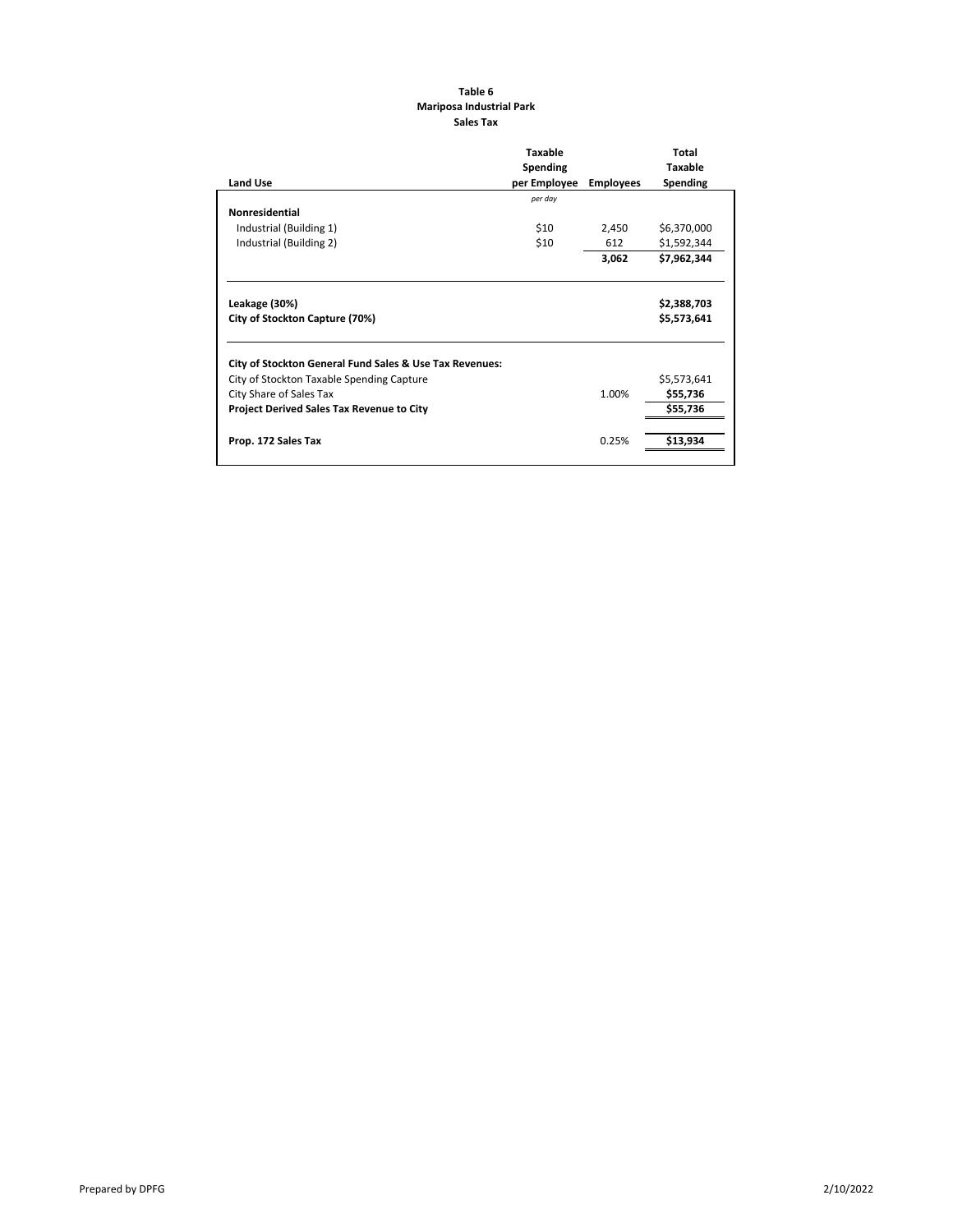**Table 6**
**Mariposa Industrial Park**
**Sales Tax**

| Land Use | Taxable Spending per Employee | Employees | Total Taxable Spending |
|---|---|---|---|
| | *per day* | | |
| **Nonresidential** | | | |
| Industrial (Building 1) | $10 | 2,450 | $6,370,000 |
| Industrial (Building 2) | $10 | 612 | $1,592,344 |
| | | **3,062** | **$7,962,344** |
| **Leakage (30%)** | | | **$2,388,703** |
| **City of Stockton Capture (70%)** | | | **$5,573,641** |
| **City of Stockton General Fund Sales & Use Tax Revenues:** | | | |
| City of Stockton Taxable Spending Capture | | | $5,573,641 |
| City Share of Sales Tax | | 1.00% | **$55,736** |
| **Project Derived Sales Tax Revenue to City** | | | **$55,736** |
| **Prop. 172 Sales Tax** | | 0.25% | **$13,934** |

Prepared by DPFG 2/10/2022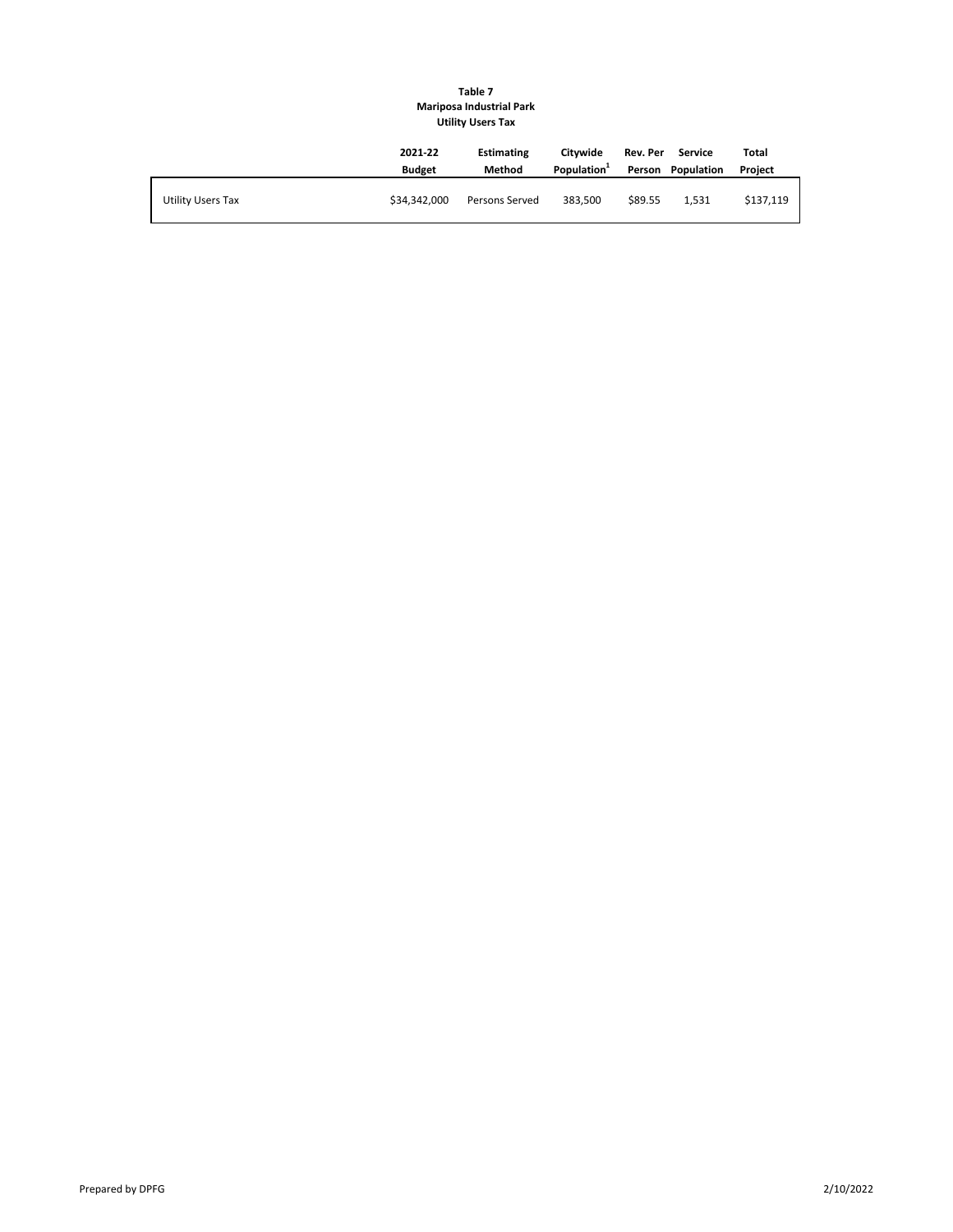**Table 7**
**Mariposa Industrial Park**
**Utility Users Tax**

| | 2021-22 Budget | Estimating Method | Citywide Population[1] | Rev. Per Person | Service Population | Total Project |
|---|---|---|---|---|---|---|
| Utility Users Tax | $34,342,000 | Persons Served | 383,500 | $89.55 | 1,531 | $137,119 |

Prepared by DPFG 2/10/2022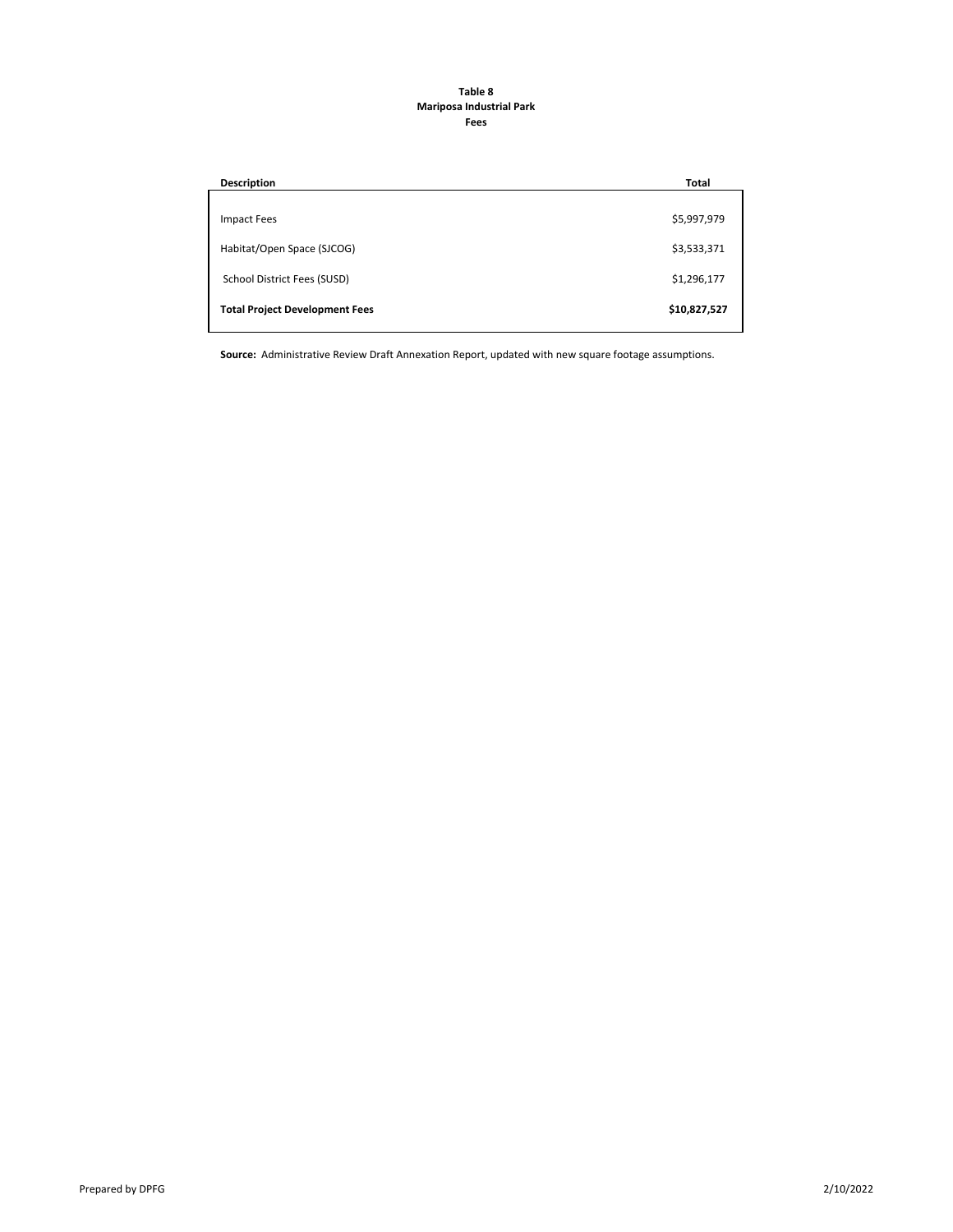**Table 8**
**Mariposa Industrial Park**
**Fees**

| Description | Total |
|---|---|
| Impact Fees | $5,997,979 |
| Habitat/Open Space (SJCOG) | $3,533,371 |
| School District Fees (SUSD) | $1,296,177 |
| **Total Project Development Fees** | **$10,827,527** |

**Source:** Administrative Review Draft Annexation Report, updated with new square footage assumptions.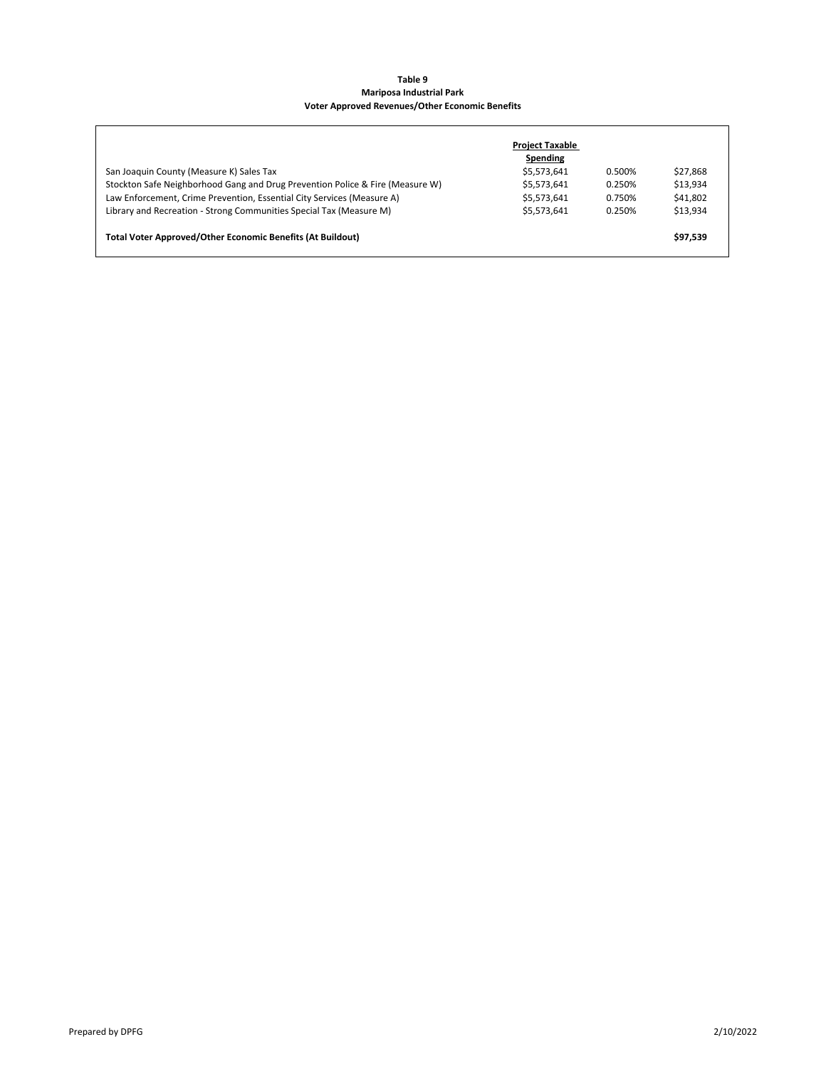**Table 9**
**Mariposa Industrial Park**
**Voter Approved Revenues/Other Economic Benefits**

| | Project Taxable Spending | | |
|---|---|---|---|
| San Joaquin County (Measure K) Sales Tax | $5,573,641 | 0.500% | $27,868 |
| Stockton Safe Neighborhood Gang and Drug Prevention Police & Fire (Measure W) | $5,573,641 | 0.250% | $13,934 |
| Law Enforcement, Crime Prevention, Essential City Services (Measure A) | $5,573,641 | 0.750% | $41,802 |
| Library and Recreation - Strong Communities Special Tax (Measure M) | $5,573,641 | 0.250% | $13,934 |
| **Total Voter Approved/Other Economic Benefits (At Buildout)** | | | **$97,539** |

Prepared by DPFG 2/10/2022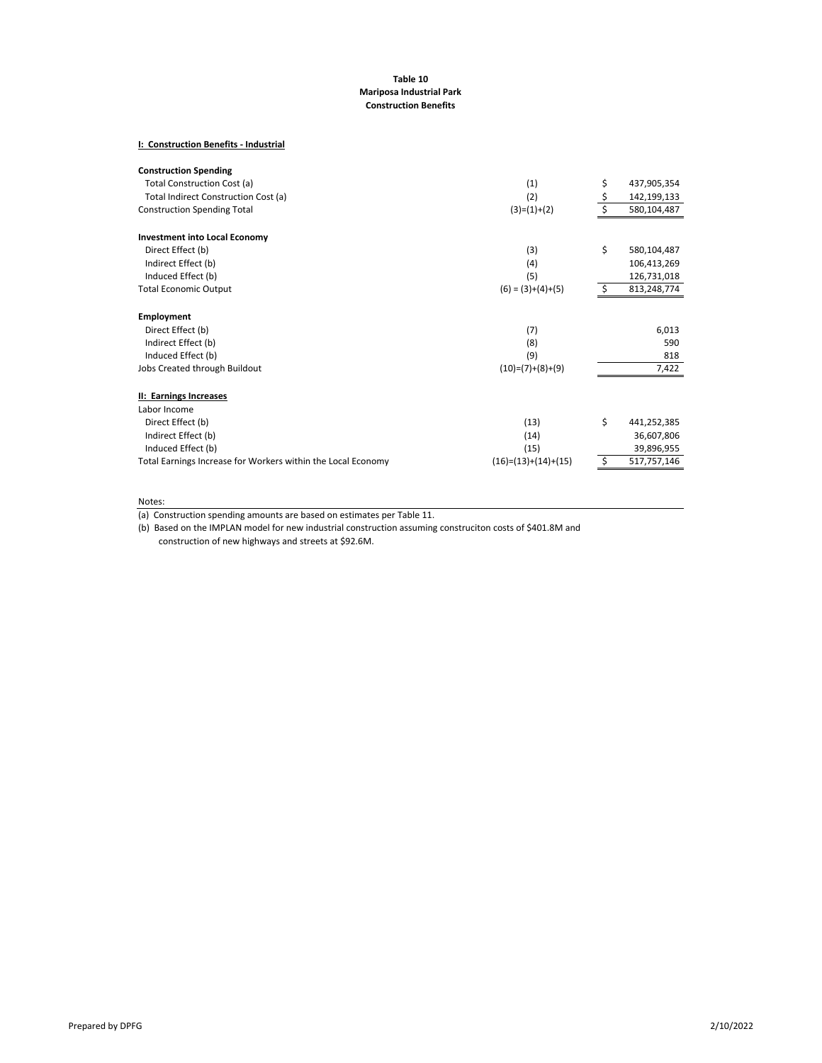**Table 10**
**Mariposa Industrial Park**
**Construction Benefits**

**I: Construction Benefits - Industrial**

| | | | |
|---|---|---|---|
| **Construction Spending** | | | |
| Total Construction Cost (a) | (1) | $ | 437,905,354 |
| Total Indirect Construction Cost (a) | (2) | $ | 142,199,133 |
| Construction Spending Total | (3)=(1)+(2) | $ | 580,104,487 |
| | | | |
| **Investment into Local Economy** | | | |
| Direct Effect (b) | (3) | $ | 580,104,487 |
| Indirect Effect (b) | (4) | | 106,413,269 |
| Induced Effect (b) | (5) | | 126,731,018 |
| Total Economic Output | (6) = (3)+(4)+(5) | $ | 813,248,774 |
| | | | |
| **Employment** | | | |
| Direct Effect (b) | (7) | | 6,013 |
| Indirect Effect (b) | (8) | | 590 |
| Induced Effect (b) | (9) | | 818 |
| Jobs Created through Buildout | (10)=(7)+(8)+(9) | | 7,422 |
| | | | |
| **II: Earnings Increases** | | | |
| Labor Income | | | |
| Direct Effect (b) | (13) | $ | 441,252,385 |
| Indirect Effect (b) | (14) | | 36,607,806 |
| Induced Effect (b) | (15) | | 39,896,955 |
| Total Earnings Increase for Workers within the Local Economy | (16)=(13)+(14)+(15) | $ | 517,757,146 |

Notes:

(a) Construction spending amounts are based on estimates per Table 11.

(b) Based on the IMPLAN model for new industrial construction assuming construciton costs of $401.8M and construction of new highways and streets at $92.6M.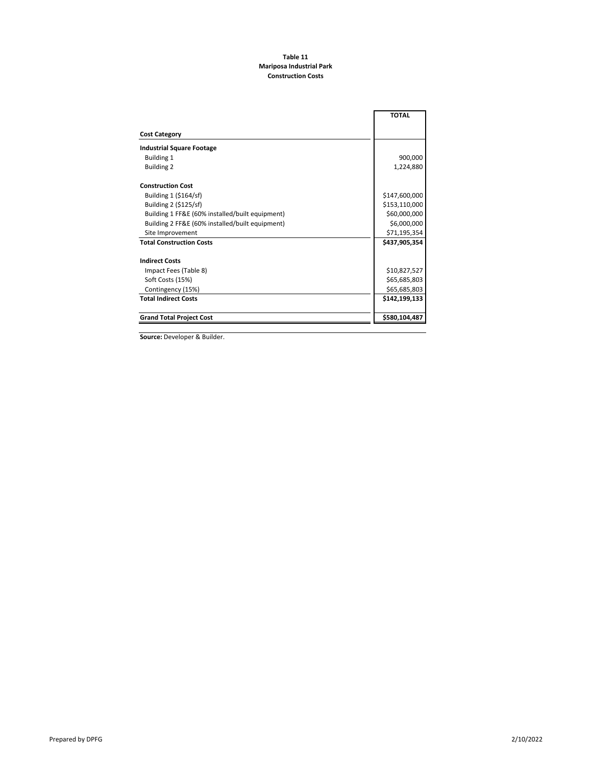**Table 11**
**Mariposa Industrial Park**
**Construction Costs**

| Cost Category | TOTAL |
|---|---|
| **Industrial Square Footage** | |
| Building 1 | 900,000 |
| Building 2 | 1,224,880 |
| | |
| **Construction Cost** | |
| Building 1 ($164/sf) | $147,600,000 |
| Building 2 ($125/sf) | $153,110,000 |
| Building 1 FF&E (60% installed/built equipment) | $60,000,000 |
| Building 2 FF&E (60% installed/built equipment) | $6,000,000 |
| Site Improvement | $71,195,354 |
| **Total Construction Costs** | **$437,905,354** |
| | |
| **Indirect Costs** | |
| Impact Fees (Table 8) | $10,827,527 |
| Soft Costs (15%) | $65,685,803 |
| Contingency (15%) | $65,685,803 |
| **Total Indirect Costs** | **$142,199,133** |
| | |
| **Grand Total Project Cost** | **$580,104,487** |

**Source:** Developer & Builder.

Prepared by DPFG

2/10/2022